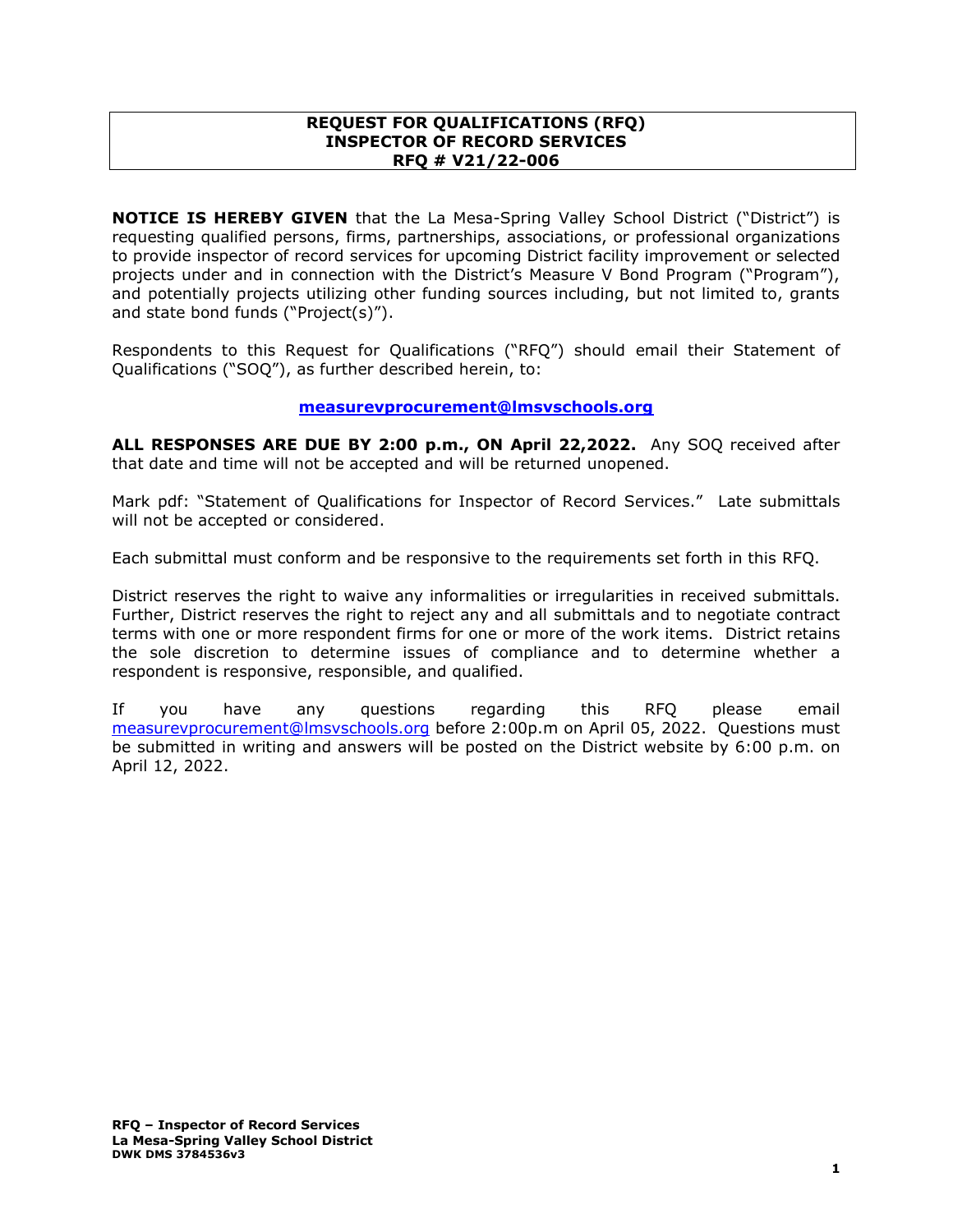# REQUEST FOR QUALIFICATIONS (RFQ)
# INSPECTOR OF RECORD SERVICES
# RFQ # V21/22-006

**NOTICE IS HEREBY GIVEN** that the La Mesa-Spring Valley School District ("District") is requesting qualified persons, firms, partnerships, associations, or professional organizations to provide inspector of record services for upcoming District facility improvement or selected projects under and in connection with the District's Measure V Bond Program ("Program"), and potentially projects utilizing other funding sources including, but not limited to, grants and state bond funds ("Project(s)").

Respondents to this Request for Qualifications ("RFQ") should email their Statement of Qualifications ("SOQ"), as further described herein, to:

**measurevprocurement@lmsvschools.org**

**ALL RESPONSES ARE DUE BY 2:00 p.m., ON April 22,2022.** Any SOQ received after that date and time will not be accepted and will be returned unopened.

Mark pdf: "Statement of Qualifications for Inspector of Record Services." Late submittals will not be accepted or considered.

Each submittal must conform and be responsive to the requirements set forth in this RFQ.

District reserves the right to waive any informalities or irregularities in received submittals. Further, District reserves the right to reject any and all submittals and to negotiate contract terms with one or more respondent firms for one or more of the work items. District retains the sole discretion to determine issues of compliance and to determine whether a respondent is responsive, responsible, and qualified.

If you have any questions regarding this RFQ please email measurevprocurement@lmsvschools.org before 2:00p.m on April 05, 2022. Questions must be submitted in writing and answers will be posted on the District website by 6:00 p.m. on April 12, 2022.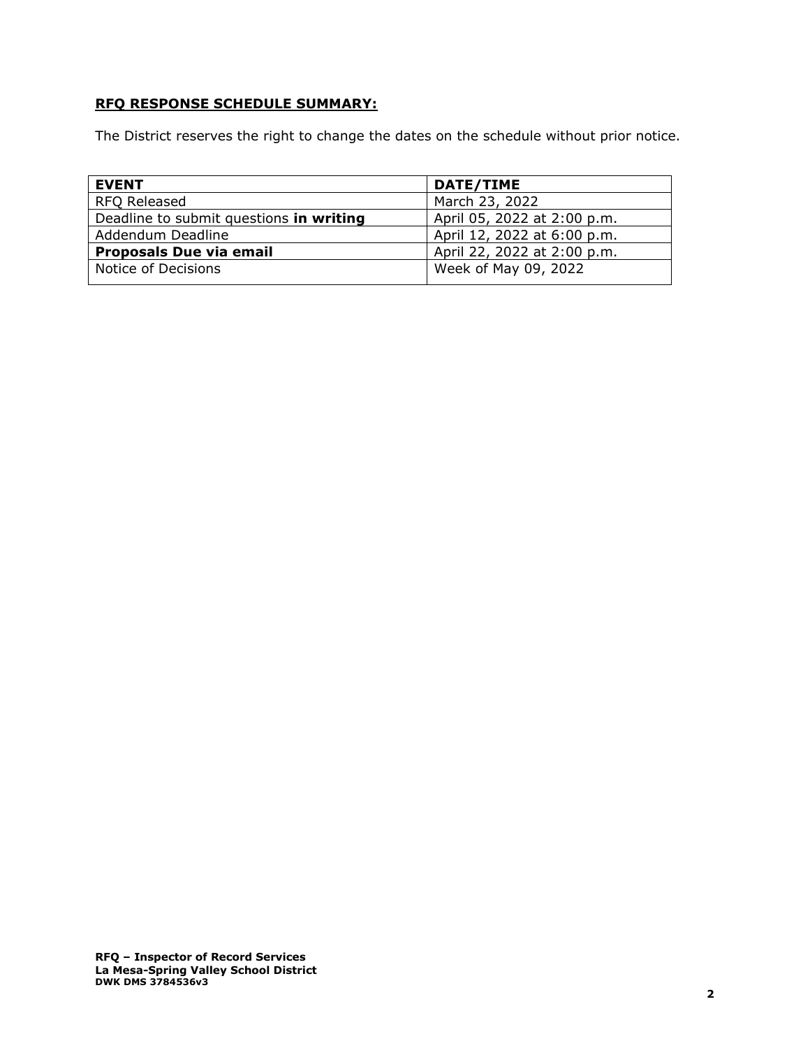**RFQ RESPONSE SCHEDULE SUMMARY:**

The District reserves the right to change the dates on the schedule without prior notice.

| **EVENT** | **DATE/TIME** |
|---|---|
| RFQ Released | March 23, 2022 |
| Deadline to submit questions **in writing** | April 05, 2022 at 2:00 p.m. |
| Addendum Deadline | April 12, 2022 at 6:00 p.m. |
| **Proposals Due via email** | April 22, 2022 at 2:00 p.m. |
| Notice of Decisions | Week of May 09, 2022 |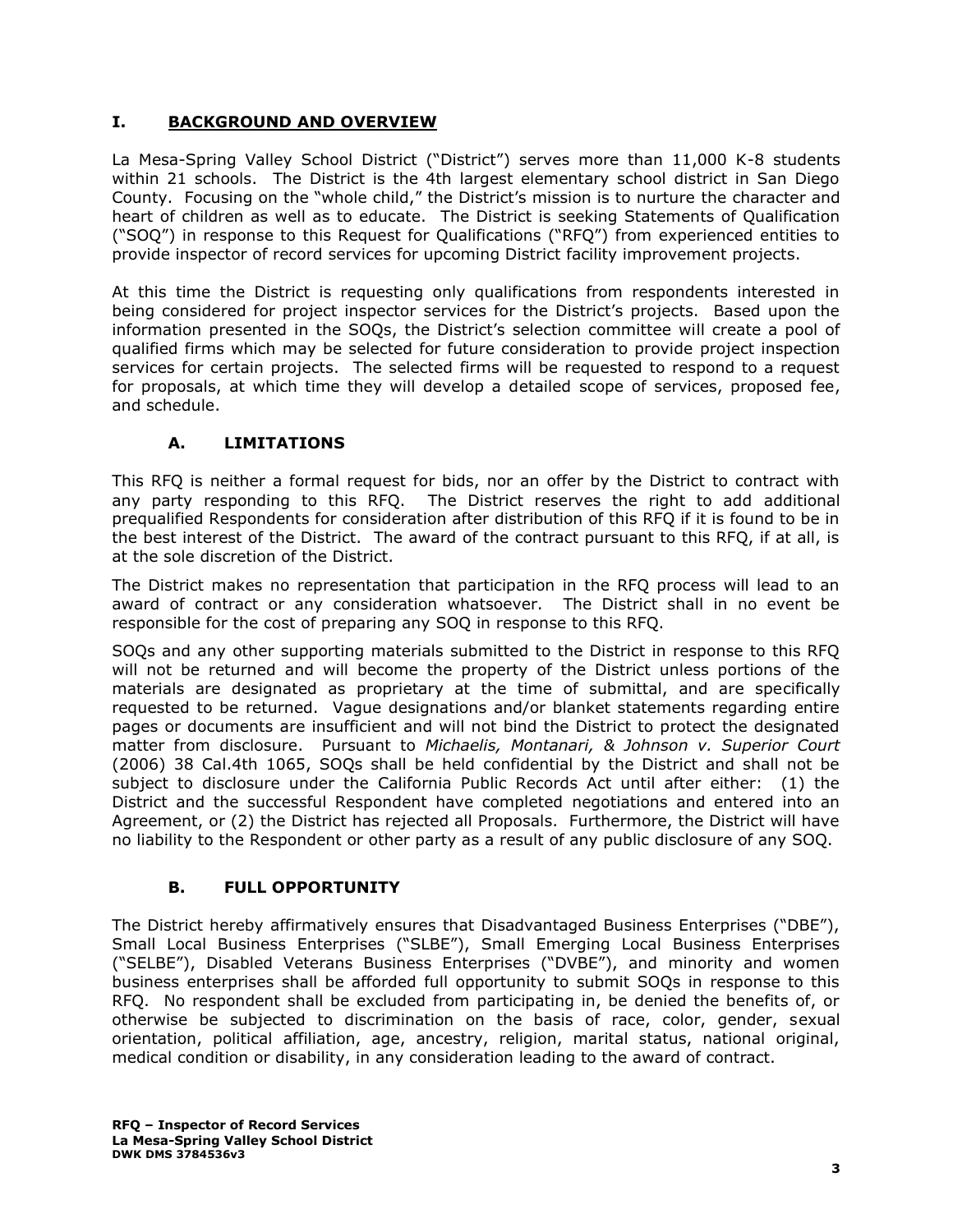## I. BACKGROUND AND OVERVIEW

La Mesa-Spring Valley School District ("District") serves more than 11,000 K-8 students within 21 schools. The District is the 4th largest elementary school district in San Diego County. Focusing on the "whole child," the District's mission is to nurture the character and heart of children as well as to educate. The District is seeking Statements of Qualification ("SOQ") in response to this Request for Qualifications ("RFQ") from experienced entities to provide inspector of record services for upcoming District facility improvement projects.

At this time the District is requesting only qualifications from respondents interested in being considered for project inspector services for the District's projects. Based upon the information presented in the SOQs, the District's selection committee will create a pool of qualified firms which may be selected for future consideration to provide project inspection services for certain projects. The selected firms will be requested to respond to a request for proposals, at which time they will develop a detailed scope of services, proposed fee, and schedule.

### A. LIMITATIONS

This RFQ is neither a formal request for bids, nor an offer by the District to contract with any party responding to this RFQ. The District reserves the right to add additional prequalified Respondents for consideration after distribution of this RFQ if it is found to be in the best interest of the District. The award of the contract pursuant to this RFQ, if at all, is at the sole discretion of the District.

The District makes no representation that participation in the RFQ process will lead to an award of contract or any consideration whatsoever. The District shall in no event be responsible for the cost of preparing any SOQ in response to this RFQ.

SOQs and any other supporting materials submitted to the District in response to this RFQ will not be returned and will become the property of the District unless portions of the materials are designated as proprietary at the time of submittal, and are specifically requested to be returned. Vague designations and/or blanket statements regarding entire pages or documents are insufficient and will not bind the District to protect the designated matter from disclosure. Pursuant to *Michaelis, Montanari, & Johnson v. Superior Court* (2006) 38 Cal.4th 1065, SOQs shall be held confidential by the District and shall not be subject to disclosure under the California Public Records Act until after either: (1) the District and the successful Respondent have completed negotiations and entered into an Agreement, or (2) the District has rejected all Proposals. Furthermore, the District will have no liability to the Respondent or other party as a result of any public disclosure of any SOQ.

### B. FULL OPPORTUNITY

The District hereby affirmatively ensures that Disadvantaged Business Enterprises ("DBE"), Small Local Business Enterprises ("SLBE"), Small Emerging Local Business Enterprises ("SELBE"), Disabled Veterans Business Enterprises ("DVBE"), and minority and women business enterprises shall be afforded full opportunity to submit SOQs in response to this RFQ. No respondent shall be excluded from participating in, be denied the benefits of, or otherwise be subjected to discrimination on the basis of race, color, gender, sexual orientation, political affiliation, age, ancestry, religion, marital status, national original, medical condition or disability, in any consideration leading to the award of contract.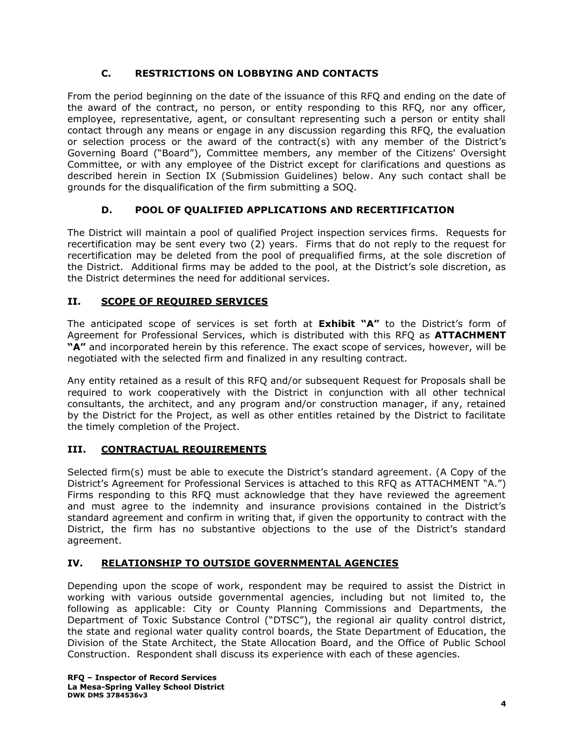### C. RESTRICTIONS ON LOBBYING AND CONTACTS

From the period beginning on the date of the issuance of this RFQ and ending on the date of the award of the contract, no person, or entity responding to this RFQ, nor any officer, employee, representative, agent, or consultant representing such a person or entity shall contact through any means or engage in any discussion regarding this RFQ, the evaluation or selection process or the award of the contract(s) with any member of the District's Governing Board ("Board"), Committee members, any member of the Citizens' Oversight Committee, or with any employee of the District except for clarifications and questions as described herein in Section IX (Submission Guidelines) below. Any such contact shall be grounds for the disqualification of the firm submitting a SOQ.

### D. POOL OF QUALIFIED APPLICATIONS AND RECERTIFICATION

The District will maintain a pool of qualified Project inspection services firms. Requests for recertification may be sent every two (2) years. Firms that do not reply to the request for recertification may be deleted from the pool of prequalified firms, at the sole discretion of the District. Additional firms may be added to the pool, at the District's sole discretion, as the District determines the need for additional services.

## II. SCOPE OF REQUIRED SERVICES

The anticipated scope of services is set forth at **Exhibit "A"** to the District's form of Agreement for Professional Services, which is distributed with this RFQ as **ATTACHMENT "A"** and incorporated herein by this reference. The exact scope of services, however, will be negotiated with the selected firm and finalized in any resulting contract.

Any entity retained as a result of this RFQ and/or subsequent Request for Proposals shall be required to work cooperatively with the District in conjunction with all other technical consultants, the architect, and any program and/or construction manager, if any, retained by the District for the Project, as well as other entitles retained by the District to facilitate the timely completion of the Project.

## III. CONTRACTUAL REQUIREMENTS

Selected firm(s) must be able to execute the District's standard agreement. (A Copy of the District's Agreement for Professional Services is attached to this RFQ as ATTACHMENT "A.") Firms responding to this RFQ must acknowledge that they have reviewed the agreement and must agree to the indemnity and insurance provisions contained in the District's standard agreement and confirm in writing that, if given the opportunity to contract with the District, the firm has no substantive objections to the use of the District's standard agreement.

## IV. RELATIONSHIP TO OUTSIDE GOVERNMENTAL AGENCIES

Depending upon the scope of work, respondent may be required to assist the District in working with various outside governmental agencies, including but not limited to, the following as applicable: City or County Planning Commissions and Departments, the Department of Toxic Substance Control ("DTSC"), the regional air quality control district, the state and regional water quality control boards, the State Department of Education, the Division of the State Architect, the State Allocation Board, and the Office of Public School Construction. Respondent shall discuss its experience with each of these agencies.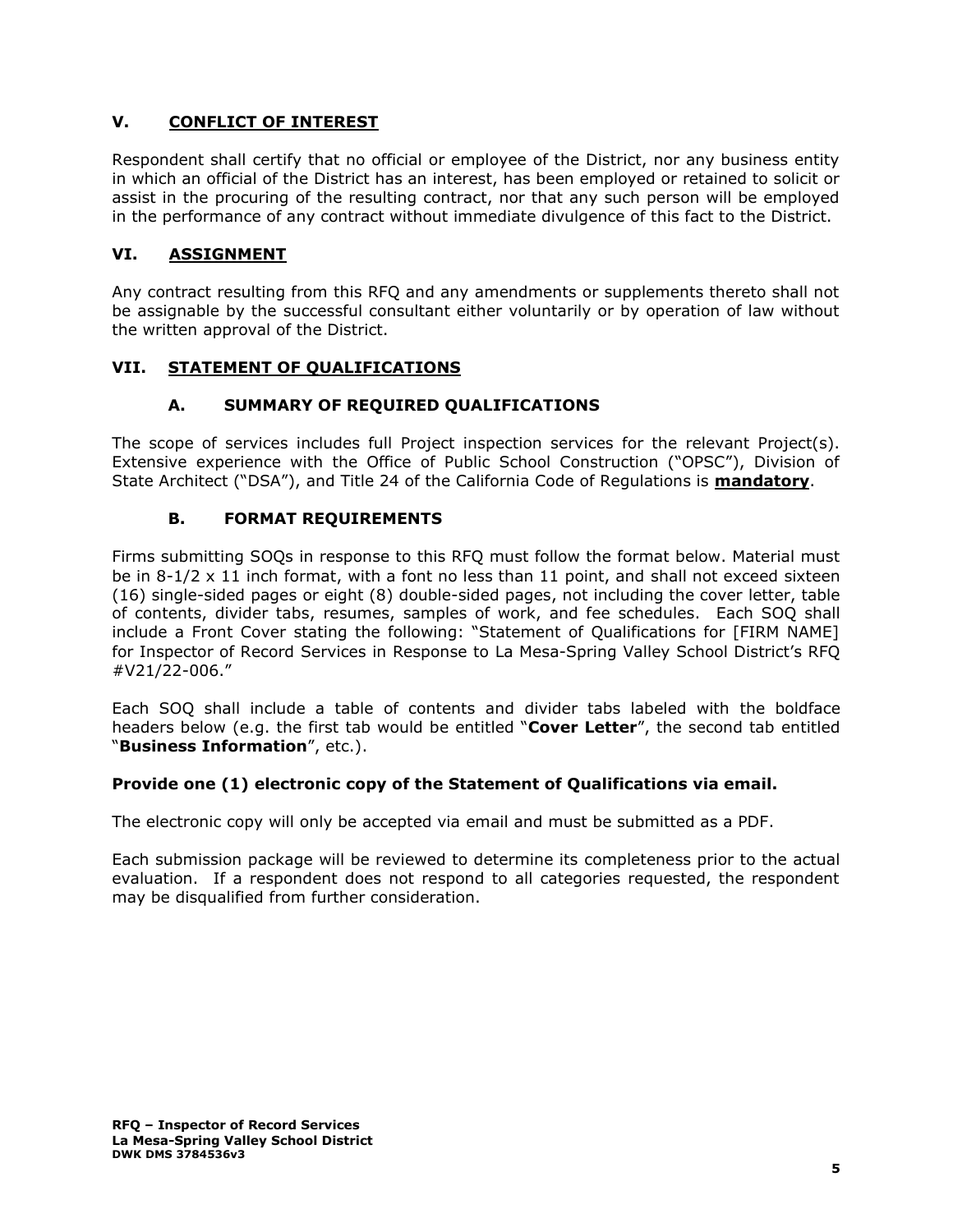## V. CONFLICT OF INTEREST

Respondent shall certify that no official or employee of the District, nor any business entity in which an official of the District has an interest, has been employed or retained to solicit or assist in the procuring of the resulting contract, nor that any such person will be employed in the performance of any contract without immediate divulgence of this fact to the District.

## VI. ASSIGNMENT

Any contract resulting from this RFQ and any amendments or supplements thereto shall not be assignable by the successful consultant either voluntarily or by operation of law without the written approval of the District.

## VII. STATEMENT OF QUALIFICATIONS

### A. SUMMARY OF REQUIRED QUALIFICATIONS

The scope of services includes full Project inspection services for the relevant Project(s). Extensive experience with the Office of Public School Construction ("OPSC"), Division of State Architect ("DSA"), and Title 24 of the California Code of Regulations is **mandatory**.

### B. FORMAT REQUIREMENTS

Firms submitting SOQs in response to this RFQ must follow the format below. Material must be in 8-1/2 x 11 inch format, with a font no less than 11 point, and shall not exceed sixteen (16) single-sided pages or eight (8) double-sided pages, not including the cover letter, table of contents, divider tabs, resumes, samples of work, and fee schedules. Each SOQ shall include a Front Cover stating the following: "Statement of Qualifications for [FIRM NAME] for Inspector of Record Services in Response to La Mesa-Spring Valley School District's RFQ #V21/22-006."

Each SOQ shall include a table of contents and divider tabs labeled with the boldface headers below (e.g. the first tab would be entitled "**Cover Letter**", the second tab entitled "**Business Information**", etc.).

**Provide one (1) electronic copy of the Statement of Qualifications via email.**

The electronic copy will only be accepted via email and must be submitted as a PDF.

Each submission package will be reviewed to determine its completeness prior to the actual evaluation. If a respondent does not respond to all categories requested, the respondent may be disqualified from further consideration.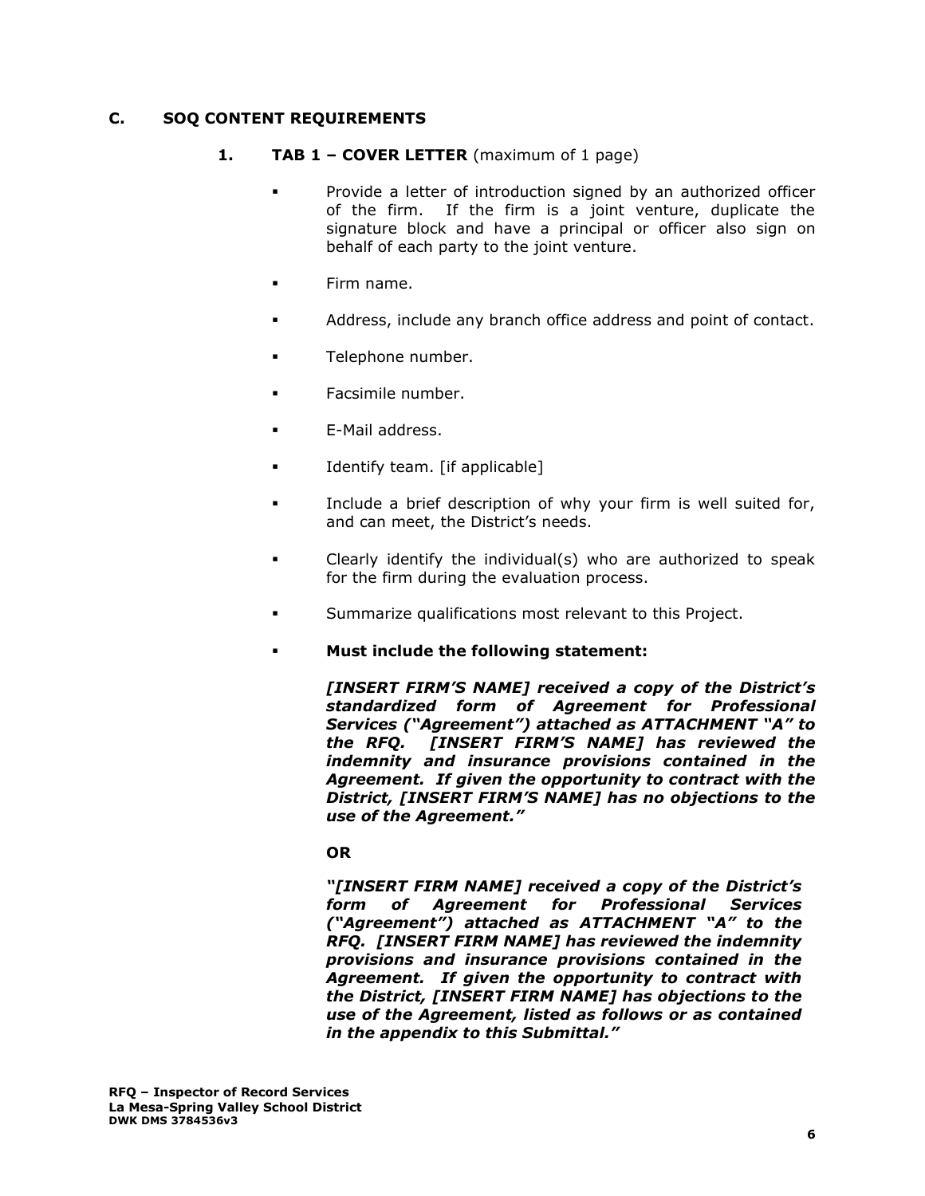## C. SOQ CONTENT REQUIREMENTS

### 1. TAB 1 – COVER LETTER (maximum of 1 page)

- Provide a letter of introduction signed by an authorized officer of the firm. If the firm is a joint venture, duplicate the signature block and have a principal or officer also sign on behalf of each party to the joint venture.
- Firm name.
- Address, include any branch office address and point of contact.
- Telephone number.
- Facsimile number.
- E-Mail address.
- Identify team. [if applicable]
- Include a brief description of why your firm is well suited for, and can meet, the District's needs.
- Clearly identify the individual(s) who are authorized to speak for the firm during the evaluation process.
- Summarize qualifications most relevant to this Project.
- **Must include the following statement:**

  ***[INSERT FIRM'S NAME] received a copy of the District's standardized form of Agreement for Professional Services ("Agreement") attached as ATTACHMENT "A" to the RFQ. [INSERT FIRM'S NAME] has reviewed the indemnity and insurance provisions contained in the Agreement. If given the opportunity to contract with the District, [INSERT FIRM'S NAME] has no objections to the use of the Agreement."***

  **OR**

  ***"[INSERT FIRM NAME] received a copy of the District's form of Agreement for Professional Services ("Agreement") attached as ATTACHMENT "A" to the RFQ. [INSERT FIRM NAME] has reviewed the indemnity provisions and insurance provisions contained in the Agreement. If given the opportunity to contract with the District, [INSERT FIRM NAME] has objections to the use of the Agreement, listed as follows or as contained in the appendix to this Submittal."***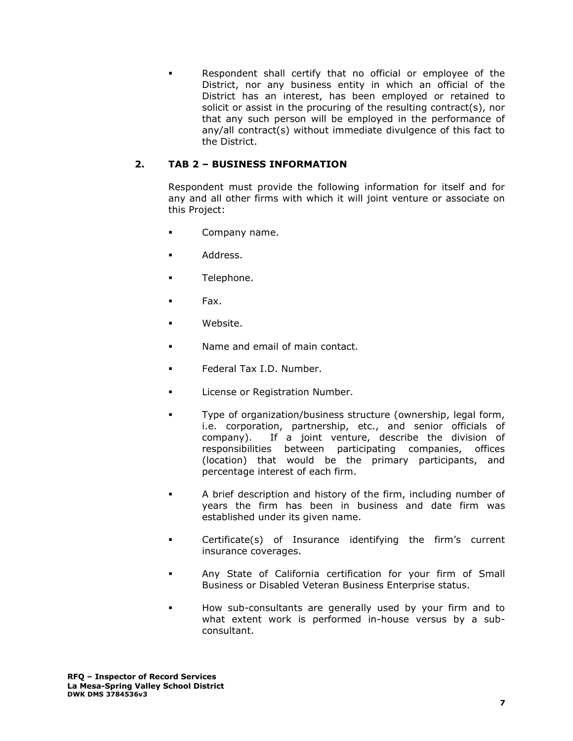- Respondent shall certify that no official or employee of the District, nor any business entity in which an official of the District has an interest, has been employed or retained to solicit or assist in the procuring of the resulting contract(s), nor that any such person will be employed in the performance of any/all contract(s) without immediate divulgence of this fact to the District.

## 2. TAB 2 – BUSINESS INFORMATION

Respondent must provide the following information for itself and for any and all other firms with which it will joint venture or associate on this Project:

- Company name.
- Address.
- Telephone.
- Fax.
- Website.
- Name and email of main contact.
- Federal Tax I.D. Number.
- License or Registration Number.
- Type of organization/business structure (ownership, legal form, i.e. corporation, partnership, etc., and senior officials of company). If a joint venture, describe the division of responsibilities between participating companies, offices (location) that would be the primary participants, and percentage interest of each firm.
- A brief description and history of the firm, including number of years the firm has been in business and date firm was established under its given name.
- Certificate(s) of Insurance identifying the firm's current insurance coverages.
- Any State of California certification for your firm of Small Business or Disabled Veteran Business Enterprise status.
- How sub-consultants are generally used by your firm and to what extent work is performed in-house versus by a sub-consultant.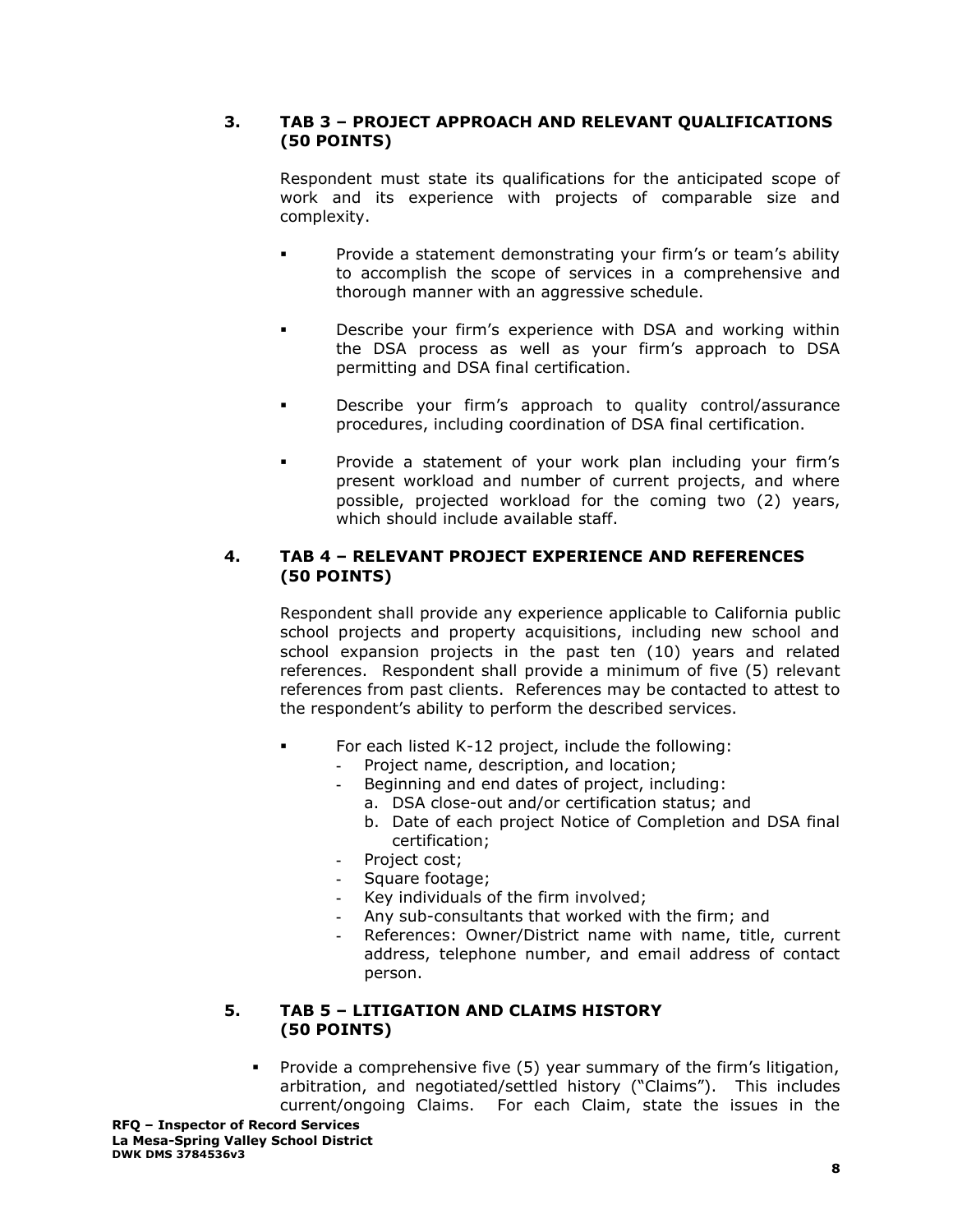### 3. TAB 3 – PROJECT APPROACH AND RELEVANT QUALIFICATIONS (50 POINTS)

Respondent must state its qualifications for the anticipated scope of work and its experience with projects of comparable size and complexity.

- Provide a statement demonstrating your firm's or team's ability to accomplish the scope of services in a comprehensive and thorough manner with an aggressive schedule.
- Describe your firm's experience with DSA and working within the DSA process as well as your firm's approach to DSA permitting and DSA final certification.
- Describe your firm's approach to quality control/assurance procedures, including coordination of DSA final certification.
- Provide a statement of your work plan including your firm's present workload and number of current projects, and where possible, projected workload for the coming two (2) years, which should include available staff.

### 4. TAB 4 – RELEVANT PROJECT EXPERIENCE AND REFERENCES (50 POINTS)

Respondent shall provide any experience applicable to California public school projects and property acquisitions, including new school and school expansion projects in the past ten (10) years and related references. Respondent shall provide a minimum of five (5) relevant references from past clients. References may be contacted to attest to the respondent's ability to perform the described services.

- For each listed K-12 project, include the following:
  - Project name, description, and location;
  - Beginning and end dates of project, including:
    a. DSA close-out and/or certification status; and
    b. Date of each project Notice of Completion and DSA final certification;
  - Project cost;
  - Square footage;
  - Key individuals of the firm involved;
  - Any sub-consultants that worked with the firm; and
  - References: Owner/District name with name, title, current address, telephone number, and email address of contact person.

### 5. TAB 5 – LITIGATION AND CLAIMS HISTORY (50 POINTS)

- Provide a comprehensive five (5) year summary of the firm's litigation, arbitration, and negotiated/settled history ("Claims"). This includes current/ongoing Claims. For each Claim, state the issues in the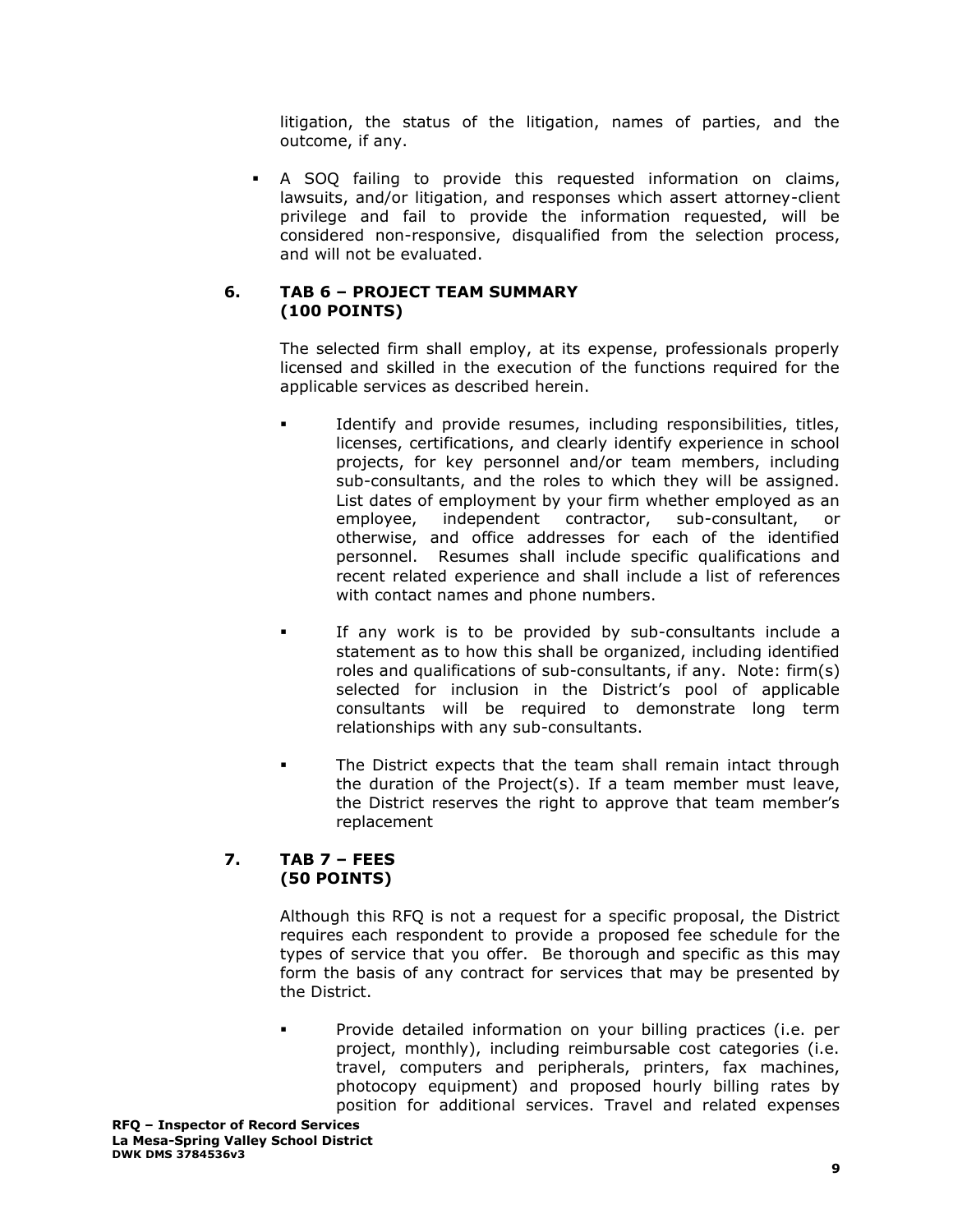litigation, the status of the litigation, names of parties, and the outcome, if any.

- A SOQ failing to provide this requested information on claims, lawsuits, and/or litigation, and responses which assert attorney-client privilege and fail to provide the information requested, will be considered non-responsive, disqualified from the selection process, and will not be evaluated.

### 6. TAB 6 – PROJECT TEAM SUMMARY (100 POINTS)

The selected firm shall employ, at its expense, professionals properly licensed and skilled in the execution of the functions required for the applicable services as described herein.

- Identify and provide resumes, including responsibilities, titles, licenses, certifications, and clearly identify experience in school projects, for key personnel and/or team members, including sub-consultants, and the roles to which they will be assigned. List dates of employment by your firm whether employed as an employee, independent contractor, sub-consultant, or otherwise, and office addresses for each of the identified personnel. Resumes shall include specific qualifications and recent related experience and shall include a list of references with contact names and phone numbers.

- If any work is to be provided by sub-consultants include a statement as to how this shall be organized, including identified roles and qualifications of sub-consultants, if any. Note: firm(s) selected for inclusion in the District's pool of applicable consultants will be required to demonstrate long term relationships with any sub-consultants.

- The District expects that the team shall remain intact through the duration of the Project(s). If a team member must leave, the District reserves the right to approve that team member's replacement

### 7. TAB 7 – FEES (50 POINTS)

Although this RFQ is not a request for a specific proposal, the District requires each respondent to provide a proposed fee schedule for the types of service that you offer. Be thorough and specific as this may form the basis of any contract for services that may be presented by the District.

- Provide detailed information on your billing practices (i.e. per project, monthly), including reimbursable cost categories (i.e. travel, computers and peripherals, printers, fax machines, photocopy equipment) and proposed hourly billing rates by position for additional services. Travel and related expenses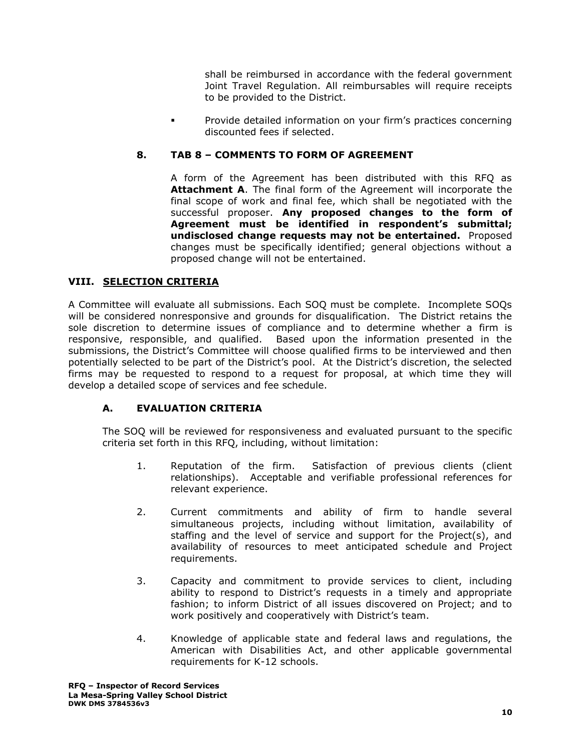shall be reimbursed in accordance with the federal government Joint Travel Regulation. All reimbursables will require receipts to be provided to the District.

- Provide detailed information on your firm's practices concerning discounted fees if selected.

### 8. TAB 8 – COMMENTS TO FORM OF AGREEMENT

A form of the Agreement has been distributed with this RFQ as **Attachment A**. The final form of the Agreement will incorporate the final scope of work and final fee, which shall be negotiated with the successful proposer. **Any proposed changes to the form of Agreement must be identified in respondent's submittal; undisclosed change requests may not be entertained.** Proposed changes must be specifically identified; general objections without a proposed change will not be entertained.

## VIII. SELECTION CRITERIA

A Committee will evaluate all submissions. Each SOQ must be complete. Incomplete SOQs will be considered nonresponsive and grounds for disqualification. The District retains the sole discretion to determine issues of compliance and to determine whether a firm is responsive, responsible, and qualified. Based upon the information presented in the submissions, the District's Committee will choose qualified firms to be interviewed and then potentially selected to be part of the District's pool. At the District's discretion, the selected firms may be requested to respond to a request for proposal, at which time they will develop a detailed scope of services and fee schedule.

### A. EVALUATION CRITERIA

The SOQ will be reviewed for responsiveness and evaluated pursuant to the specific criteria set forth in this RFQ, including, without limitation:

1. Reputation of the firm. Satisfaction of previous clients (client relationships). Acceptable and verifiable professional references for relevant experience.

2. Current commitments and ability of firm to handle several simultaneous projects, including without limitation, availability of staffing and the level of service and support for the Project(s), and availability of resources to meet anticipated schedule and Project requirements.

3. Capacity and commitment to provide services to client, including ability to respond to District's requests in a timely and appropriate fashion; to inform District of all issues discovered on Project; and to work positively and cooperatively with District's team.

4. Knowledge of applicable state and federal laws and regulations, the American with Disabilities Act, and other applicable governmental requirements for K-12 schools.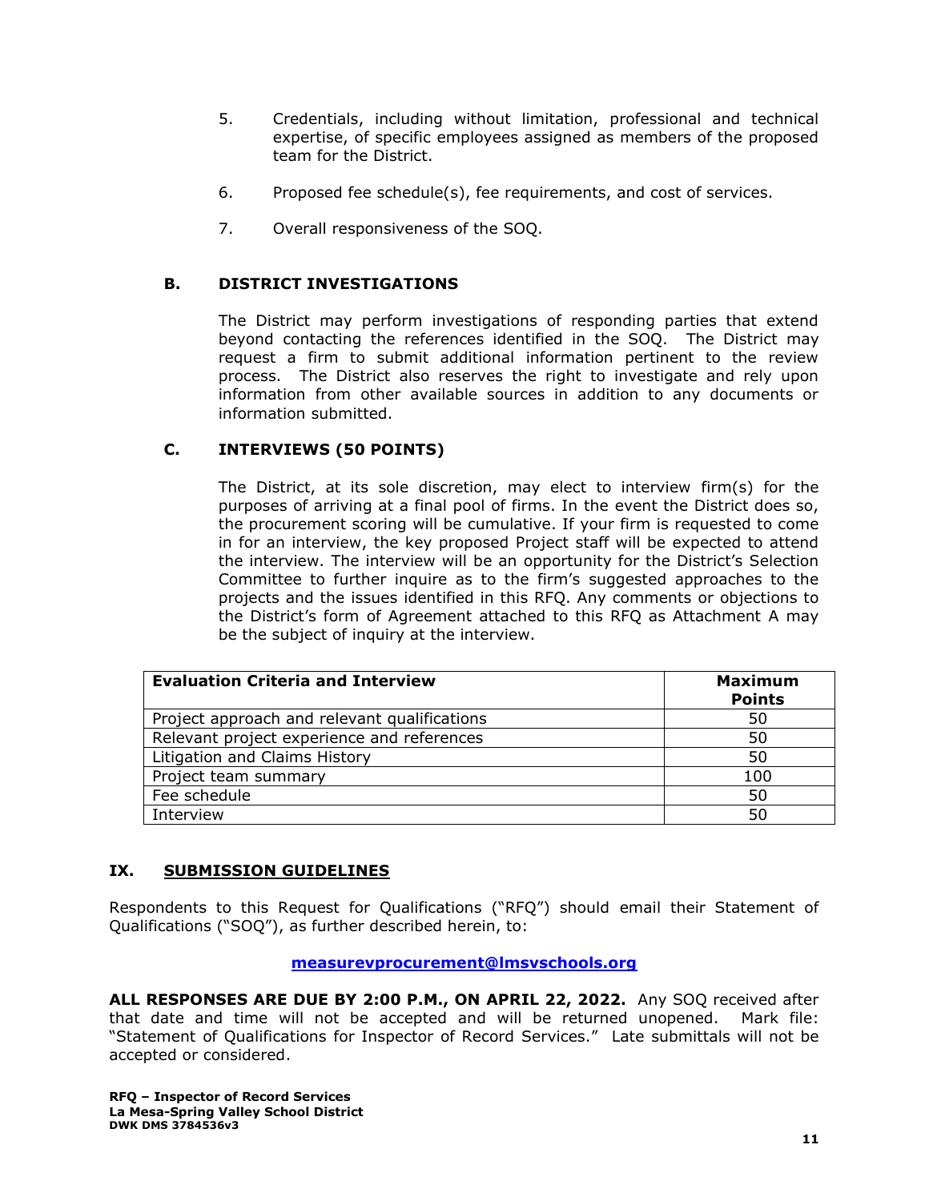5. Credentials, including without limitation, professional and technical expertise, of specific employees assigned as members of the proposed team for the District.

6. Proposed fee schedule(s), fee requirements, and cost of services.

7. Overall responsiveness of the SOQ.

### B. DISTRICT INVESTIGATIONS

The District may perform investigations of responding parties that extend beyond contacting the references identified in the SOQ. The District may request a firm to submit additional information pertinent to the review process. The District also reserves the right to investigate and rely upon information from other available sources in addition to any documents or information submitted.

### C. INTERVIEWS (50 POINTS)

The District, at its sole discretion, may elect to interview firm(s) for the purposes of arriving at a final pool of firms. In the event the District does so, the procurement scoring will be cumulative. If your firm is requested to come in for an interview, the key proposed Project staff will be expected to attend the interview. The interview will be an opportunity for the District's Selection Committee to further inquire as to the firm's suggested approaches to the projects and the issues identified in this RFQ. Any comments or objections to the District's form of Agreement attached to this RFQ as Attachment A may be the subject of inquiry at the interview.

| Evaluation Criteria and Interview | Maximum Points |
|---|---|
| Project approach and relevant qualifications | 50 |
| Relevant project experience and references | 50 |
| Litigation and Claims History | 50 |
| Project team summary | 100 |
| Fee schedule | 50 |
| Interview | 50 |

## IX. SUBMISSION GUIDELINES

Respondents to this Request for Qualifications ("RFQ") should email their Statement of Qualifications ("SOQ"), as further described herein, to:

**measurevprocurement@lmsvschools.org**

**ALL RESPONSES ARE DUE BY 2:00 P.M., ON APRIL 22, 2022.** Any SOQ received after that date and time will not be accepted and will be returned unopened. Mark file: "Statement of Qualifications for Inspector of Record Services." Late submittals will not be accepted or considered.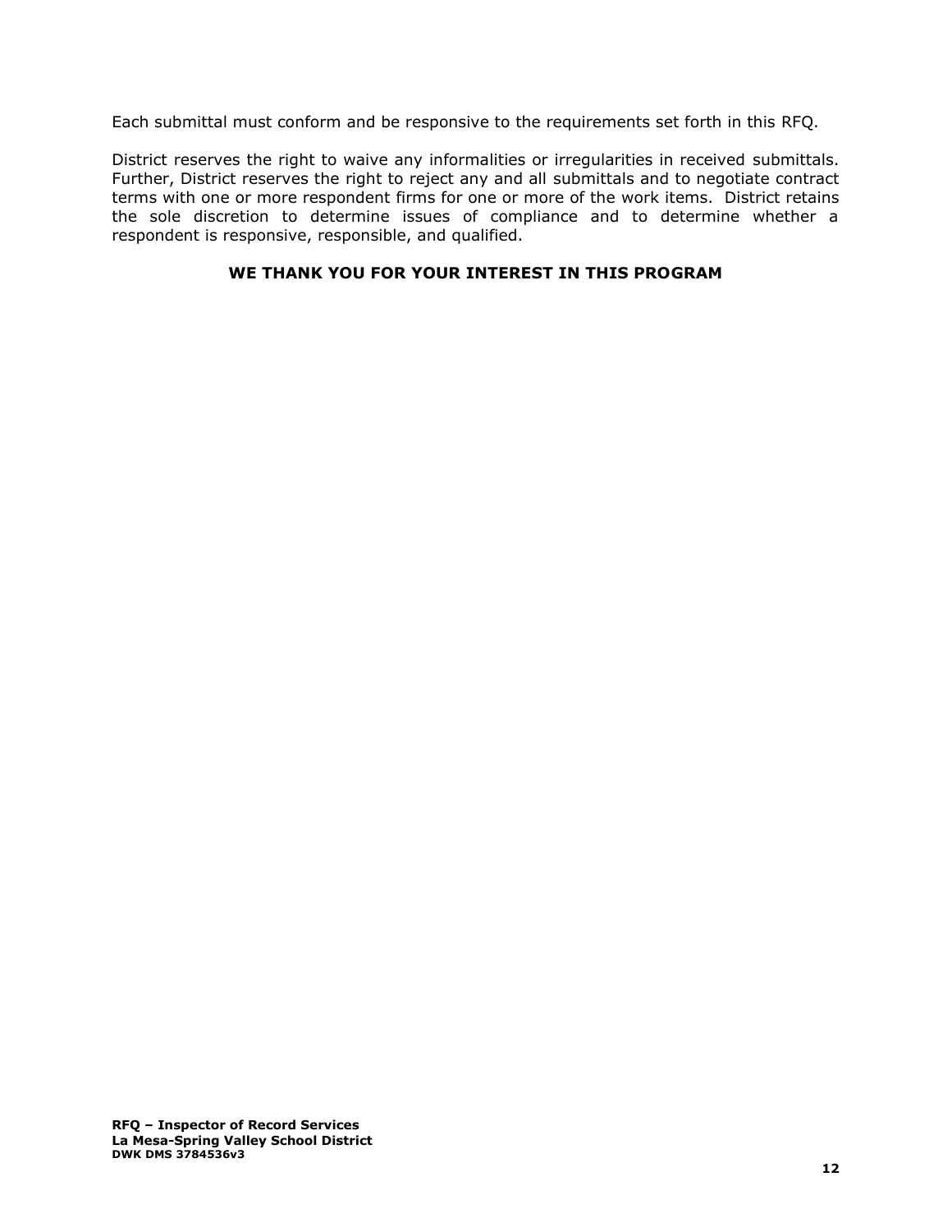Each submittal must conform and be responsive to the requirements set forth in this RFQ.

District reserves the right to waive any informalities or irregularities in received submittals. Further, District reserves the right to reject any and all submittals and to negotiate contract terms with one or more respondent firms for one or more of the work items. District retains the sole discretion to determine issues of compliance and to determine whether a respondent is responsive, responsible, and qualified.

**WE THANK YOU FOR YOUR INTEREST IN THIS PROGRAM**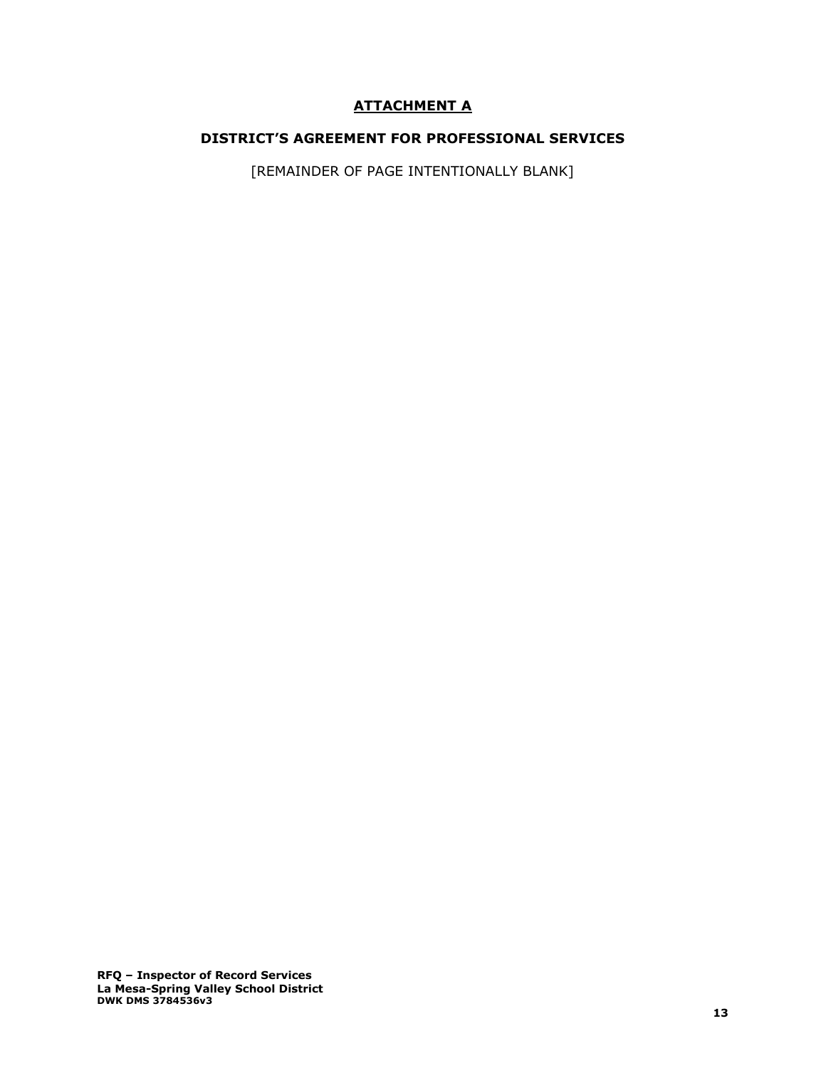# **ATTACHMENT A**

## **DISTRICT'S AGREEMENT FOR PROFESSIONAL SERVICES**

[REMAINDER OF PAGE INTENTIONALLY BLANK]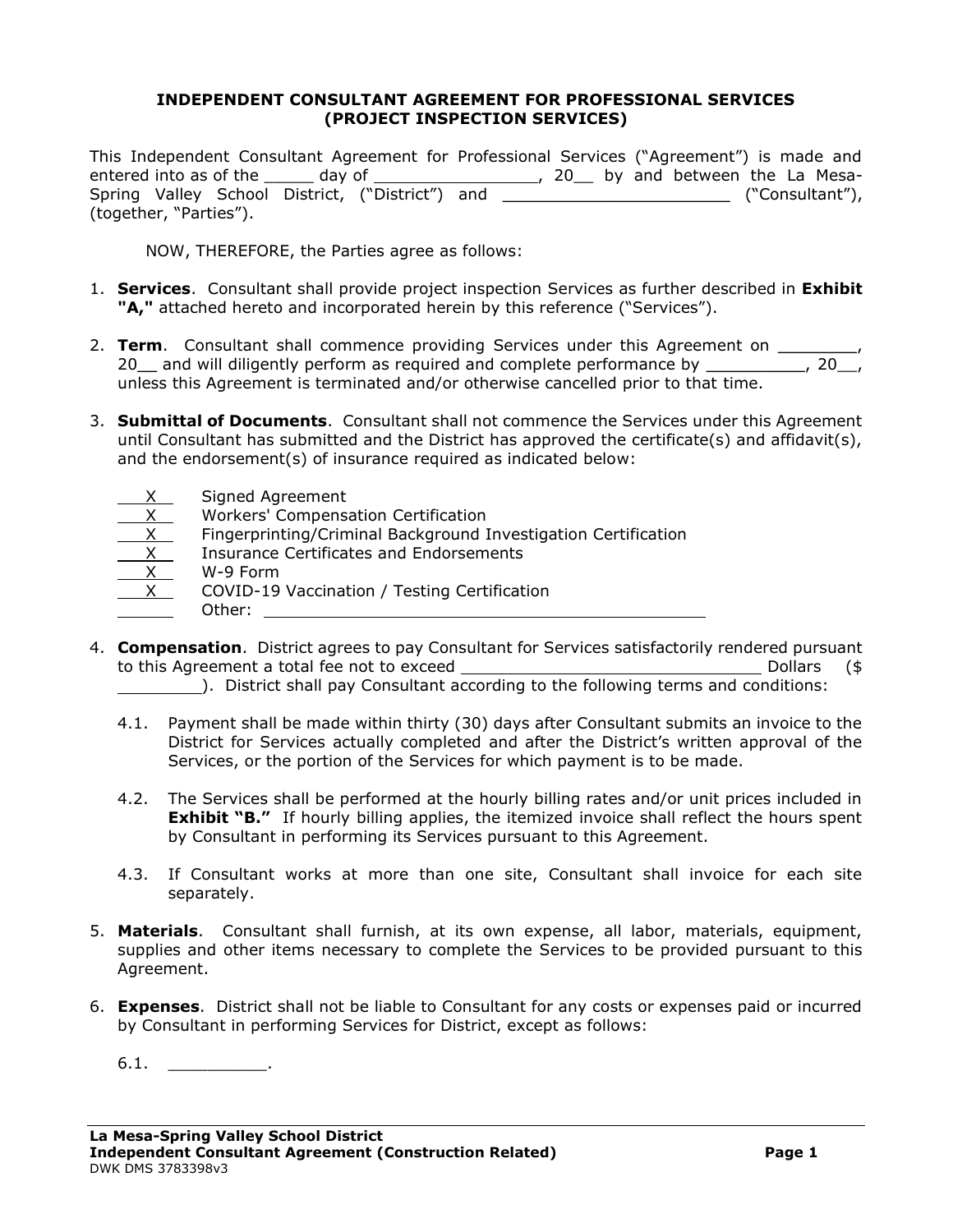**INDEPENDENT CONSULTANT AGREEMENT FOR PROFESSIONAL SERVICES**
**(PROJECT INSPECTION SERVICES)**

This Independent Consultant Agreement for Professional Services ("Agreement") is made and entered into as of the _____ day of ________________, 20__ by and between the La Mesa-Spring Valley School District, ("District") and ______________________ ("Consultant"), (together, "Parties").

NOW, THEREFORE, the Parties agree as follows:

1. **Services**. Consultant shall provide project inspection Services as further described in **Exhibit "A,"** attached hereto and incorporated herein by this reference ("Services").

2. **Term**. Consultant shall commence providing Services under this Agreement on ________, 20__ and will diligently perform as required and complete performance by __________, 20__, unless this Agreement is terminated and/or otherwise cancelled prior to that time.

3. **Submittal of Documents**. Consultant shall not commence the Services under this Agreement until Consultant has submitted and the District has approved the certificate(s) and affidavit(s), and the endorsement(s) of insurance required as indicated below:

   __X__ Signed Agreement
   __X__ Workers' Compensation Certification
   __X__ Fingerprinting/Criminal Background Investigation Certification
   __X__ Insurance Certificates and Endorsements
   __X__ W-9 Form
   __X__ COVID-19 Vaccination / Testing Certification
   _____ Other: ______________________________________________

4. **Compensation**. District agrees to pay Consultant for Services satisfactorily rendered pursuant to this Agreement a total fee not to exceed ______________________________ Dollars ($ ________). District shall pay Consultant according to the following terms and conditions:

   4.1. Payment shall be made within thirty (30) days after Consultant submits an invoice to the District for Services actually completed and after the District's written approval of the Services, or the portion of the Services for which payment is to be made.

   4.2. The Services shall be performed at the hourly billing rates and/or unit prices included in **Exhibit "B."** If hourly billing applies, the itemized invoice shall reflect the hours spent by Consultant in performing its Services pursuant to this Agreement.

   4.3. If Consultant works at more than one site, Consultant shall invoice for each site separately.

5. **Materials**. Consultant shall furnish, at its own expense, all labor, materials, equipment, supplies and other items necessary to complete the Services to be provided pursuant to this Agreement.

6. **Expenses**. District shall not be liable to Consultant for any costs or expenses paid or incurred by Consultant in performing Services for District, except as follows:

   6.1. __________.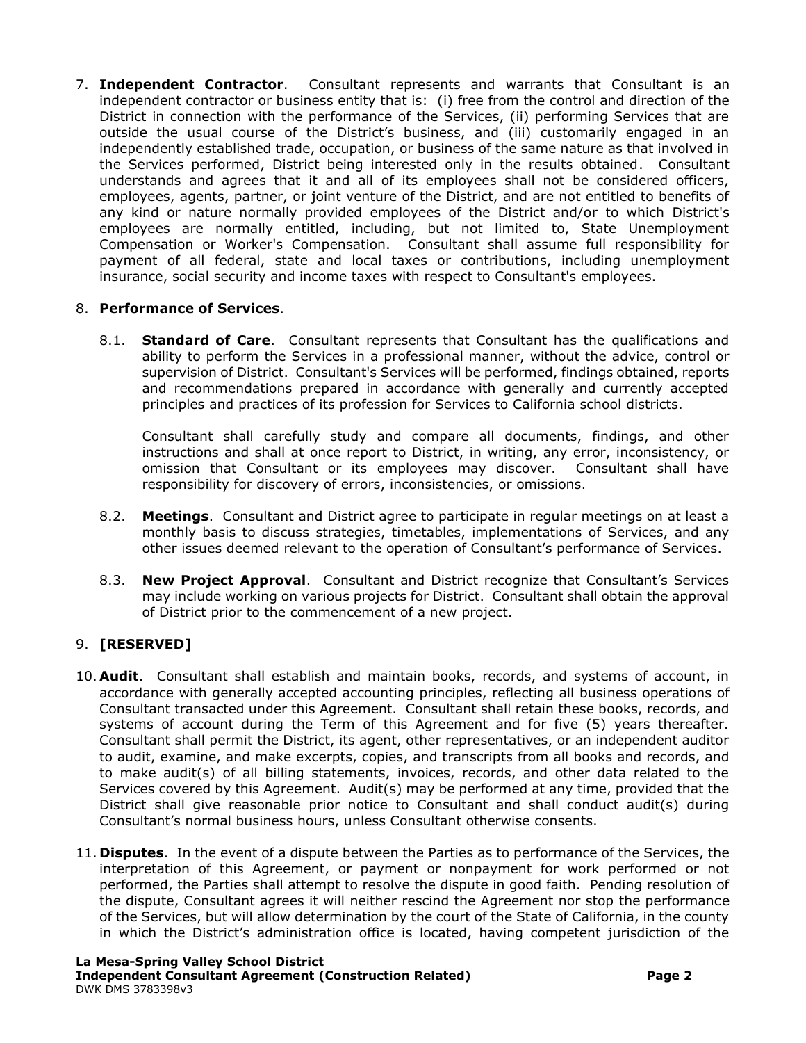7. **Independent Contractor**. Consultant represents and warrants that Consultant is an independent contractor or business entity that is: (i) free from the control and direction of the District in connection with the performance of the Services, (ii) performing Services that are outside the usual course of the District's business, and (iii) customarily engaged in an independently established trade, occupation, or business of the same nature as that involved in the Services performed, District being interested only in the results obtained. Consultant understands and agrees that it and all of its employees shall not be considered officers, employees, agents, partner, or joint venture of the District, and are not entitled to benefits of any kind or nature normally provided employees of the District and/or to which District's employees are normally entitled, including, but not limited to, State Unemployment Compensation or Worker's Compensation. Consultant shall assume full responsibility for payment of all federal, state and local taxes or contributions, including unemployment insurance, social security and income taxes with respect to Consultant's employees.

8. **Performance of Services**.

   8.1. **Standard of Care**. Consultant represents that Consultant has the qualifications and ability to perform the Services in a professional manner, without the advice, control or supervision of District. Consultant's Services will be performed, findings obtained, reports and recommendations prepared in accordance with generally and currently accepted principles and practices of its profession for Services to California school districts.

   Consultant shall carefully study and compare all documents, findings, and other instructions and shall at once report to District, in writing, any error, inconsistency, or omission that Consultant or its employees may discover. Consultant shall have responsibility for discovery of errors, inconsistencies, or omissions.

   8.2. **Meetings**. Consultant and District agree to participate in regular meetings on at least a monthly basis to discuss strategies, timetables, implementations of Services, and any other issues deemed relevant to the operation of Consultant's performance of Services.

   8.3. **New Project Approval**. Consultant and District recognize that Consultant's Services may include working on various projects for District. Consultant shall obtain the approval of District prior to the commencement of a new project.

9. **[RESERVED]**

10. **Audit**. Consultant shall establish and maintain books, records, and systems of account, in accordance with generally accepted accounting principles, reflecting all business operations of Consultant transacted under this Agreement. Consultant shall retain these books, records, and systems of account during the Term of this Agreement and for five (5) years thereafter. Consultant shall permit the District, its agent, other representatives, or an independent auditor to audit, examine, and make excerpts, copies, and transcripts from all books and records, and to make audit(s) of all billing statements, invoices, records, and other data related to the Services covered by this Agreement. Audit(s) may be performed at any time, provided that the District shall give reasonable prior notice to Consultant and shall conduct audit(s) during Consultant's normal business hours, unless Consultant otherwise consents.

11. **Disputes**. In the event of a dispute between the Parties as to performance of the Services, the interpretation of this Agreement, or payment or nonpayment for work performed or not performed, the Parties shall attempt to resolve the dispute in good faith. Pending resolution of the dispute, Consultant agrees it will neither rescind the Agreement nor stop the performance of the Services, but will allow determination by the court of the State of California, in the county in which the District's administration office is located, having competent jurisdiction of the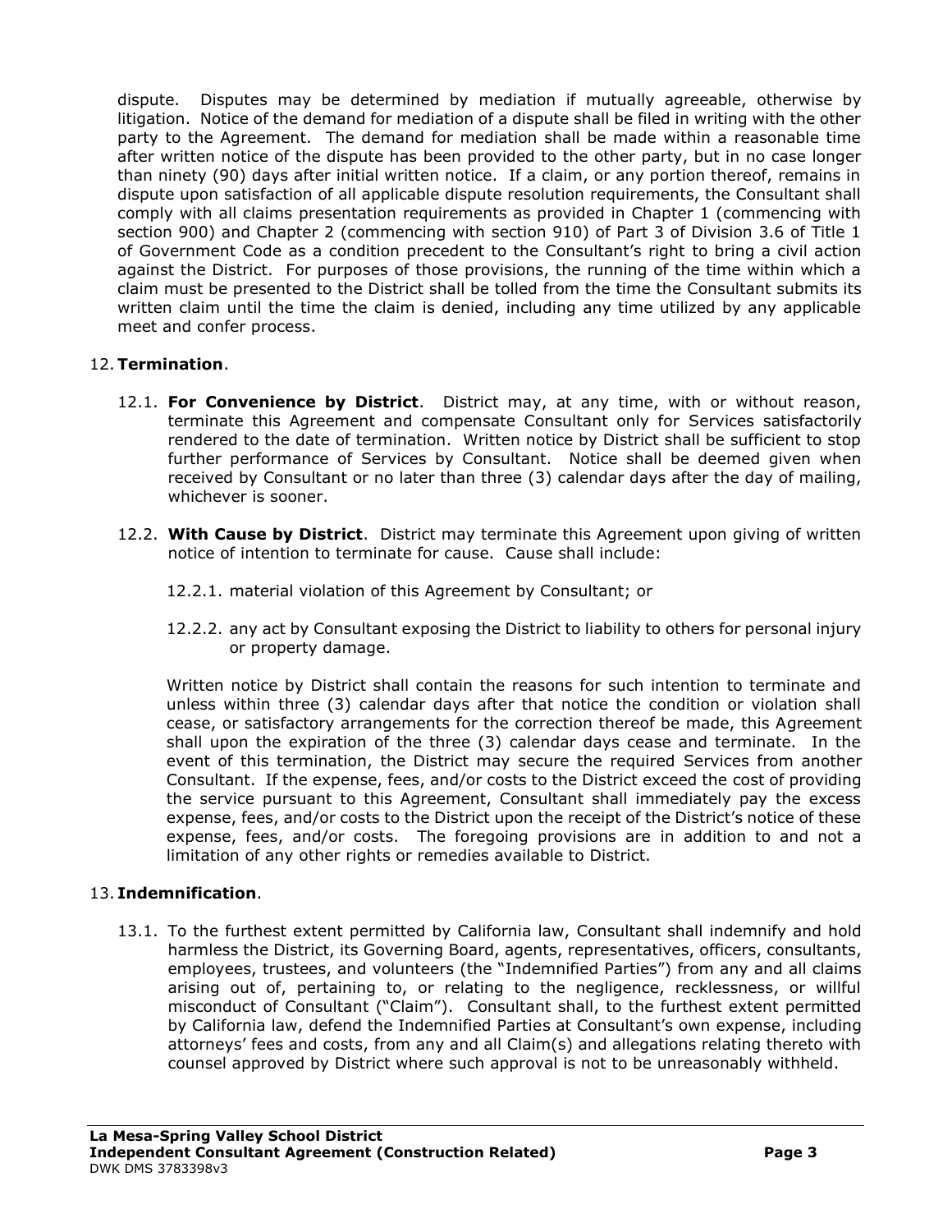dispute. Disputes may be determined by mediation if mutually agreeable, otherwise by litigation. Notice of the demand for mediation of a dispute shall be filed in writing with the other party to the Agreement. The demand for mediation shall be made within a reasonable time after written notice of the dispute has been provided to the other party, but in no case longer than ninety (90) days after initial written notice. If a claim, or any portion thereof, remains in dispute upon satisfaction of all applicable dispute resolution requirements, the Consultant shall comply with all claims presentation requirements as provided in Chapter 1 (commencing with section 900) and Chapter 2 (commencing with section 910) of Part 3 of Division 3.6 of Title 1 of Government Code as a condition precedent to the Consultant's right to bring a civil action against the District. For purposes of those provisions, the running of the time within which a claim must be presented to the District shall be tolled from the time the Consultant submits its written claim until the time the claim is denied, including any time utilized by any applicable meet and confer process.

12. **Termination**.

12.1. **For Convenience by District**. District may, at any time, with or without reason, terminate this Agreement and compensate Consultant only for Services satisfactorily rendered to the date of termination. Written notice by District shall be sufficient to stop further performance of Services by Consultant. Notice shall be deemed given when received by Consultant or no later than three (3) calendar days after the day of mailing, whichever is sooner.

12.2. **With Cause by District**. District may terminate this Agreement upon giving of written notice of intention to terminate for cause. Cause shall include:

12.2.1. material violation of this Agreement by Consultant; or

12.2.2. any act by Consultant exposing the District to liability to others for personal injury or property damage.

Written notice by District shall contain the reasons for such intention to terminate and unless within three (3) calendar days after that notice the condition or violation shall cease, or satisfactory arrangements for the correction thereof be made, this Agreement shall upon the expiration of the three (3) calendar days cease and terminate. In the event of this termination, the District may secure the required Services from another Consultant. If the expense, fees, and/or costs to the District exceed the cost of providing the service pursuant to this Agreement, Consultant shall immediately pay the excess expense, fees, and/or costs to the District upon the receipt of the District's notice of these expense, fees, and/or costs. The foregoing provisions are in addition to and not a limitation of any other rights or remedies available to District.

13. **Indemnification**.

13.1. To the furthest extent permitted by California law, Consultant shall indemnify and hold harmless the District, its Governing Board, agents, representatives, officers, consultants, employees, trustees, and volunteers (the "Indemnified Parties") from any and all claims arising out of, pertaining to, or relating to the negligence, recklessness, or willful misconduct of Consultant ("Claim"). Consultant shall, to the furthest extent permitted by California law, defend the Indemnified Parties at Consultant's own expense, including attorneys' fees and costs, from any and all Claim(s) and allegations relating thereto with counsel approved by District where such approval is not to be unreasonably withheld.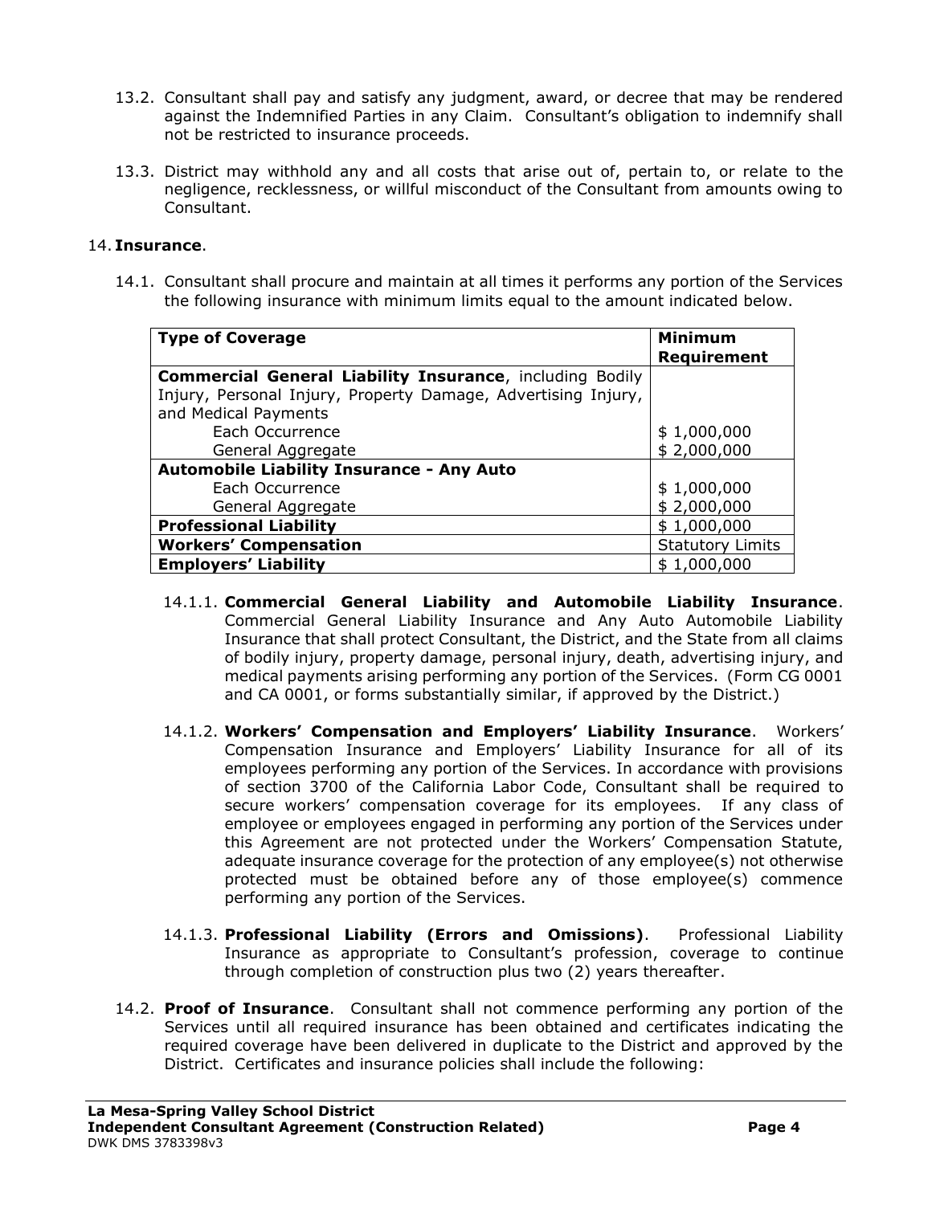13.2. Consultant shall pay and satisfy any judgment, award, or decree that may be rendered against the Indemnified Parties in any Claim. Consultant's obligation to indemnify shall not be restricted to insurance proceeds.

13.3. District may withhold any and all costs that arise out of, pertain to, or relate to the negligence, recklessness, or willful misconduct of the Consultant from amounts owing to Consultant.

14. **Insurance**.

14.1. Consultant shall procure and maintain at all times it performs any portion of the Services the following insurance with minimum limits equal to the amount indicated below.

| Type of Coverage | Minimum Requirement |
|---|---|
| **Commercial General Liability Insurance**, including Bodily Injury, Personal Injury, Property Damage, Advertising Injury, and Medical Payments | |
| Each Occurrence | $ 1,000,000 |
| General Aggregate | $ 2,000,000 |
| **Automobile Liability Insurance - Any Auto** | |
| Each Occurrence | $ 1,000,000 |
| General Aggregate | $ 2,000,000 |
| **Professional Liability** | $ 1,000,000 |
| **Workers' Compensation** | Statutory Limits |
| **Employers' Liability** | $ 1,000,000 |

14.1.1. **Commercial General Liability and Automobile Liability Insurance**. Commercial General Liability Insurance and Any Auto Automobile Liability Insurance that shall protect Consultant, the District, and the State from all claims of bodily injury, property damage, personal injury, death, advertising injury, and medical payments arising performing any portion of the Services. (Form CG 0001 and CA 0001, or forms substantially similar, if approved by the District.)

14.1.2. **Workers' Compensation and Employers' Liability Insurance**. Workers' Compensation Insurance and Employers' Liability Insurance for all of its employees performing any portion of the Services. In accordance with provisions of section 3700 of the California Labor Code, Consultant shall be required to secure workers' compensation coverage for its employees. If any class of employee or employees engaged in performing any portion of the Services under this Agreement are not protected under the Workers' Compensation Statute, adequate insurance coverage for the protection of any employee(s) not otherwise protected must be obtained before any of those employee(s) commence performing any portion of the Services.

14.1.3. **Professional Liability (Errors and Omissions)**. Professional Liability Insurance as appropriate to Consultant's profession, coverage to continue through completion of construction plus two (2) years thereafter.

14.2. **Proof of Insurance**. Consultant shall not commence performing any portion of the Services until all required insurance has been obtained and certificates indicating the required coverage have been delivered in duplicate to the District and approved by the District. Certificates and insurance policies shall include the following: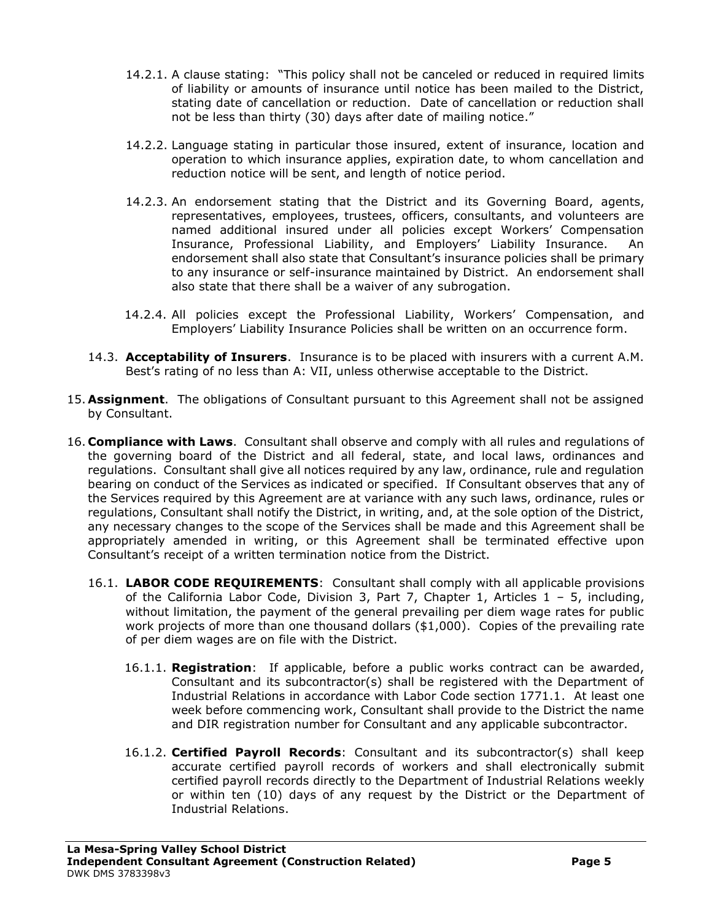14.2.1. A clause stating: "This policy shall not be canceled or reduced in required limits of liability or amounts of insurance until notice has been mailed to the District, stating date of cancellation or reduction. Date of cancellation or reduction shall not be less than thirty (30) days after date of mailing notice."

14.2.2. Language stating in particular those insured, extent of insurance, location and operation to which insurance applies, expiration date, to whom cancellation and reduction notice will be sent, and length of notice period.

14.2.3. An endorsement stating that the District and its Governing Board, agents, representatives, employees, trustees, officers, consultants, and volunteers are named additional insured under all policies except Workers' Compensation Insurance, Professional Liability, and Employers' Liability Insurance. An endorsement shall also state that Consultant's insurance policies shall be primary to any insurance or self-insurance maintained by District. An endorsement shall also state that there shall be a waiver of any subrogation.

14.2.4. All policies except the Professional Liability, Workers' Compensation, and Employers' Liability Insurance Policies shall be written on an occurrence form.

14.3. **Acceptability of Insurers**. Insurance is to be placed with insurers with a current A.M. Best's rating of no less than A: VII, unless otherwise acceptable to the District.

15. **Assignment**. The obligations of Consultant pursuant to this Agreement shall not be assigned by Consultant.

16. **Compliance with Laws**. Consultant shall observe and comply with all rules and regulations of the governing board of the District and all federal, state, and local laws, ordinances and regulations. Consultant shall give all notices required by any law, ordinance, rule and regulation bearing on conduct of the Services as indicated or specified. If Consultant observes that any of the Services required by this Agreement are at variance with any such laws, ordinance, rules or regulations, Consultant shall notify the District, in writing, and, at the sole option of the District, any necessary changes to the scope of the Services shall be made and this Agreement shall be appropriately amended in writing, or this Agreement shall be terminated effective upon Consultant's receipt of a written termination notice from the District.

16.1. **LABOR CODE REQUIREMENTS**: Consultant shall comply with all applicable provisions of the California Labor Code, Division 3, Part 7, Chapter 1, Articles 1 – 5, including, without limitation, the payment of the general prevailing per diem wage rates for public work projects of more than one thousand dollars ($1,000). Copies of the prevailing rate of per diem wages are on file with the District.

16.1.1. **Registration**: If applicable, before a public works contract can be awarded, Consultant and its subcontractor(s) shall be registered with the Department of Industrial Relations in accordance with Labor Code section 1771.1. At least one week before commencing work, Consultant shall provide to the District the name and DIR registration number for Consultant and any applicable subcontractor.

16.1.2. **Certified Payroll Records**: Consultant and its subcontractor(s) shall keep accurate certified payroll records of workers and shall electronically submit certified payroll records directly to the Department of Industrial Relations weekly or within ten (10) days of any request by the District or the Department of Industrial Relations.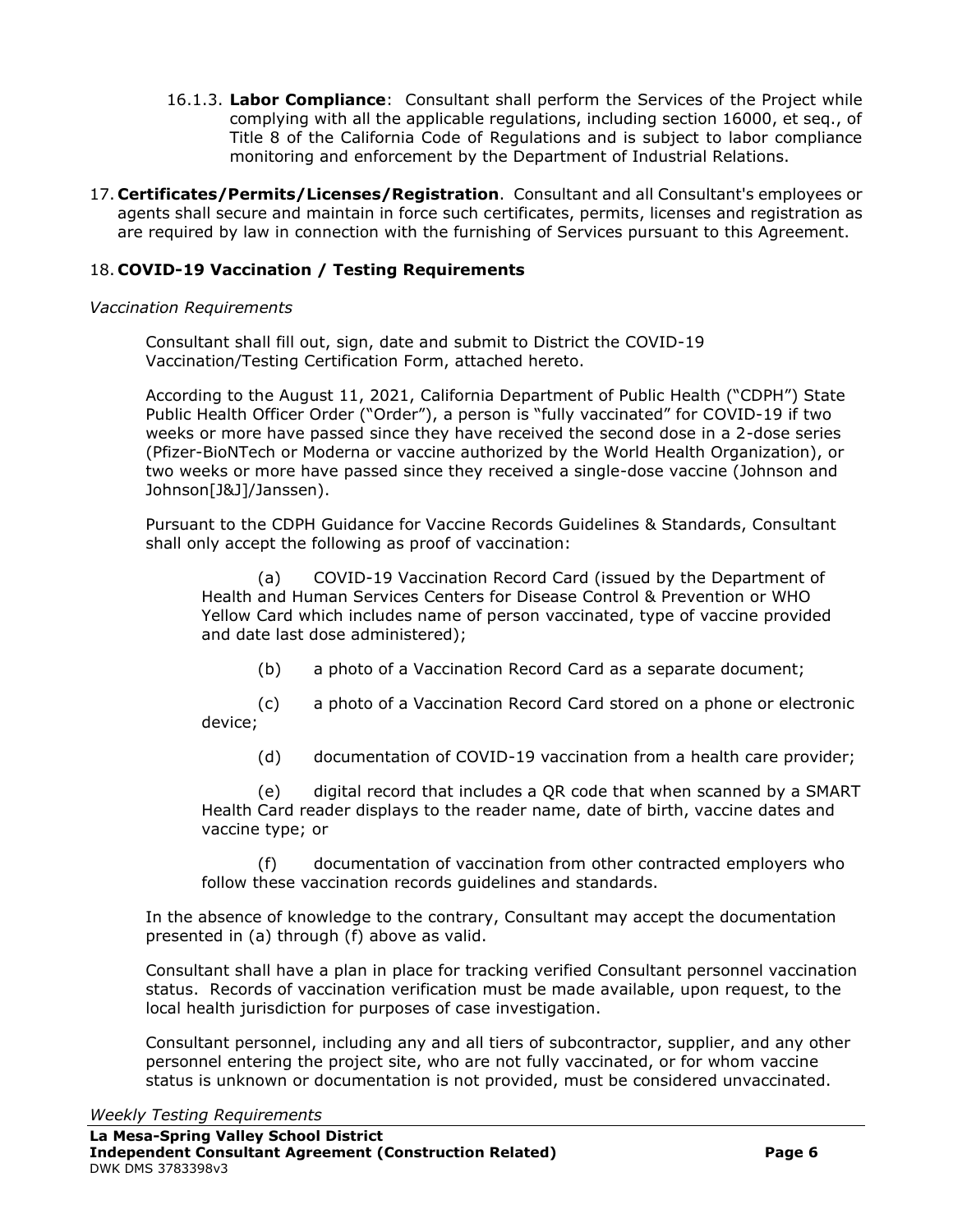16.1.3. **Labor Compliance**: Consultant shall perform the Services of the Project while complying with all the applicable regulations, including section 16000, et seq., of Title 8 of the California Code of Regulations and is subject to labor compliance monitoring and enforcement by the Department of Industrial Relations.

17. **Certificates/Permits/Licenses/Registration**. Consultant and all Consultant's employees or agents shall secure and maintain in force such certificates, permits, licenses and registration as are required by law in connection with the furnishing of Services pursuant to this Agreement.

18. **COVID-19 Vaccination / Testing Requirements**

*Vaccination Requirements*

Consultant shall fill out, sign, date and submit to District the COVID-19 Vaccination/Testing Certification Form, attached hereto.

According to the August 11, 2021, California Department of Public Health ("CDPH") State Public Health Officer Order ("Order"), a person is "fully vaccinated" for COVID-19 if two weeks or more have passed since they have received the second dose in a 2-dose series (Pfizer-BioNTech or Moderna or vaccine authorized by the World Health Organization), or two weeks or more have passed since they received a single-dose vaccine (Johnson and Johnson[J&J]/Janssen).

Pursuant to the CDPH Guidance for Vaccine Records Guidelines & Standards, Consultant shall only accept the following as proof of vaccination:

(a) COVID-19 Vaccination Record Card (issued by the Department of Health and Human Services Centers for Disease Control & Prevention or WHO Yellow Card which includes name of person vaccinated, type of vaccine provided and date last dose administered);

(b) a photo of a Vaccination Record Card as a separate document;

(c) a photo of a Vaccination Record Card stored on a phone or electronic device;

(d) documentation of COVID-19 vaccination from a health care provider;

(e) digital record that includes a QR code that when scanned by a SMART Health Card reader displays to the reader name, date of birth, vaccine dates and vaccine type; or

(f) documentation of vaccination from other contracted employers who follow these vaccination records guidelines and standards.

In the absence of knowledge to the contrary, Consultant may accept the documentation presented in (a) through (f) above as valid.

Consultant shall have a plan in place for tracking verified Consultant personnel vaccination status. Records of vaccination verification must be made available, upon request, to the local health jurisdiction for purposes of case investigation.

Consultant personnel, including any and all tiers of subcontractor, supplier, and any other personnel entering the project site, who are not fully vaccinated, or for whom vaccine status is unknown or documentation is not provided, must be considered unvaccinated.

*Weekly Testing Requirements*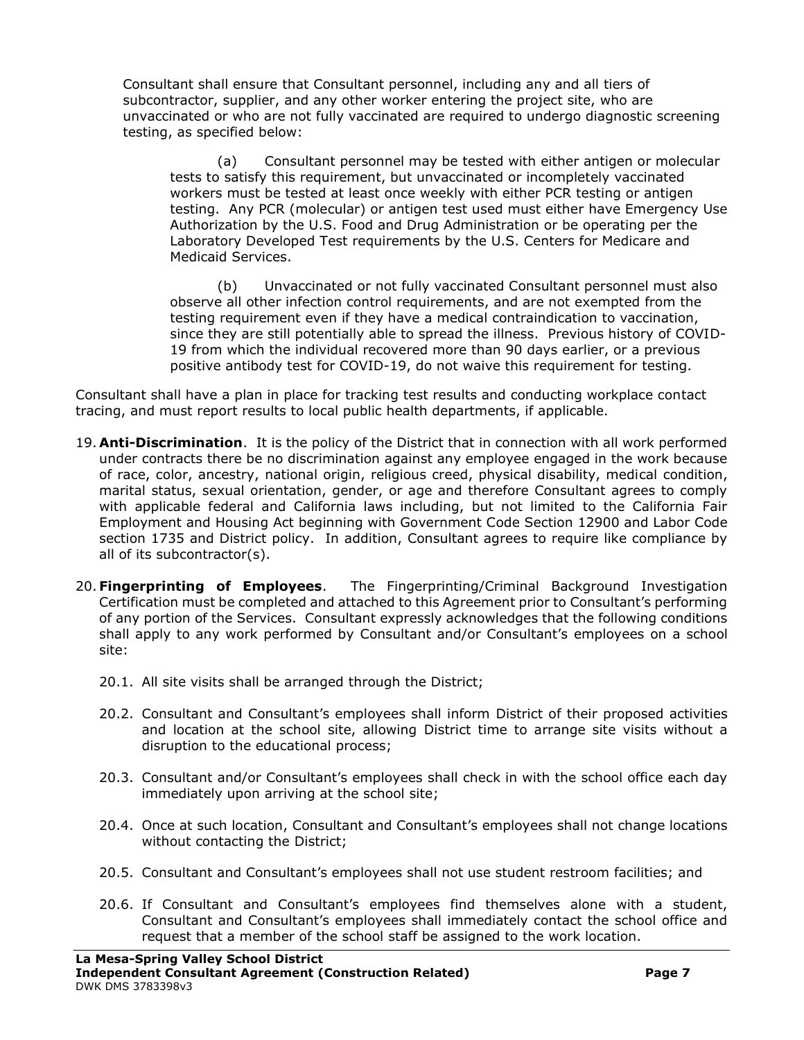Consultant shall ensure that Consultant personnel, including any and all tiers of subcontractor, supplier, and any other worker entering the project site, who are unvaccinated or who are not fully vaccinated are required to undergo diagnostic screening testing, as specified below:

(a) Consultant personnel may be tested with either antigen or molecular tests to satisfy this requirement, but unvaccinated or incompletely vaccinated workers must be tested at least once weekly with either PCR testing or antigen testing. Any PCR (molecular) or antigen test used must either have Emergency Use Authorization by the U.S. Food and Drug Administration or be operating per the Laboratory Developed Test requirements by the U.S. Centers for Medicare and Medicaid Services.

(b) Unvaccinated or not fully vaccinated Consultant personnel must also observe all other infection control requirements, and are not exempted from the testing requirement even if they have a medical contraindication to vaccination, since they are still potentially able to spread the illness. Previous history of COVID-19 from which the individual recovered more than 90 days earlier, or a previous positive antibody test for COVID-19, do not waive this requirement for testing.

Consultant shall have a plan in place for tracking test results and conducting workplace contact tracing, and must report results to local public health departments, if applicable.

19. **Anti-Discrimination**. It is the policy of the District that in connection with all work performed under contracts there be no discrimination against any employee engaged in the work because of race, color, ancestry, national origin, religious creed, physical disability, medical condition, marital status, sexual orientation, gender, or age and therefore Consultant agrees to comply with applicable federal and California laws including, but not limited to the California Fair Employment and Housing Act beginning with Government Code Section 12900 and Labor Code section 1735 and District policy. In addition, Consultant agrees to require like compliance by all of its subcontractor(s).

20. **Fingerprinting of Employees**. The Fingerprinting/Criminal Background Investigation Certification must be completed and attached to this Agreement prior to Consultant's performing of any portion of the Services. Consultant expressly acknowledges that the following conditions shall apply to any work performed by Consultant and/or Consultant's employees on a school site:

    20.1. All site visits shall be arranged through the District;

    20.2. Consultant and Consultant's employees shall inform District of their proposed activities and location at the school site, allowing District time to arrange site visits without a disruption to the educational process;

    20.3. Consultant and/or Consultant's employees shall check in with the school office each day immediately upon arriving at the school site;

    20.4. Once at such location, Consultant and Consultant's employees shall not change locations without contacting the District;

    20.5. Consultant and Consultant's employees shall not use student restroom facilities; and

    20.6. If Consultant and Consultant's employees find themselves alone with a student, Consultant and Consultant's employees shall immediately contact the school office and request that a member of the school staff be assigned to the work location.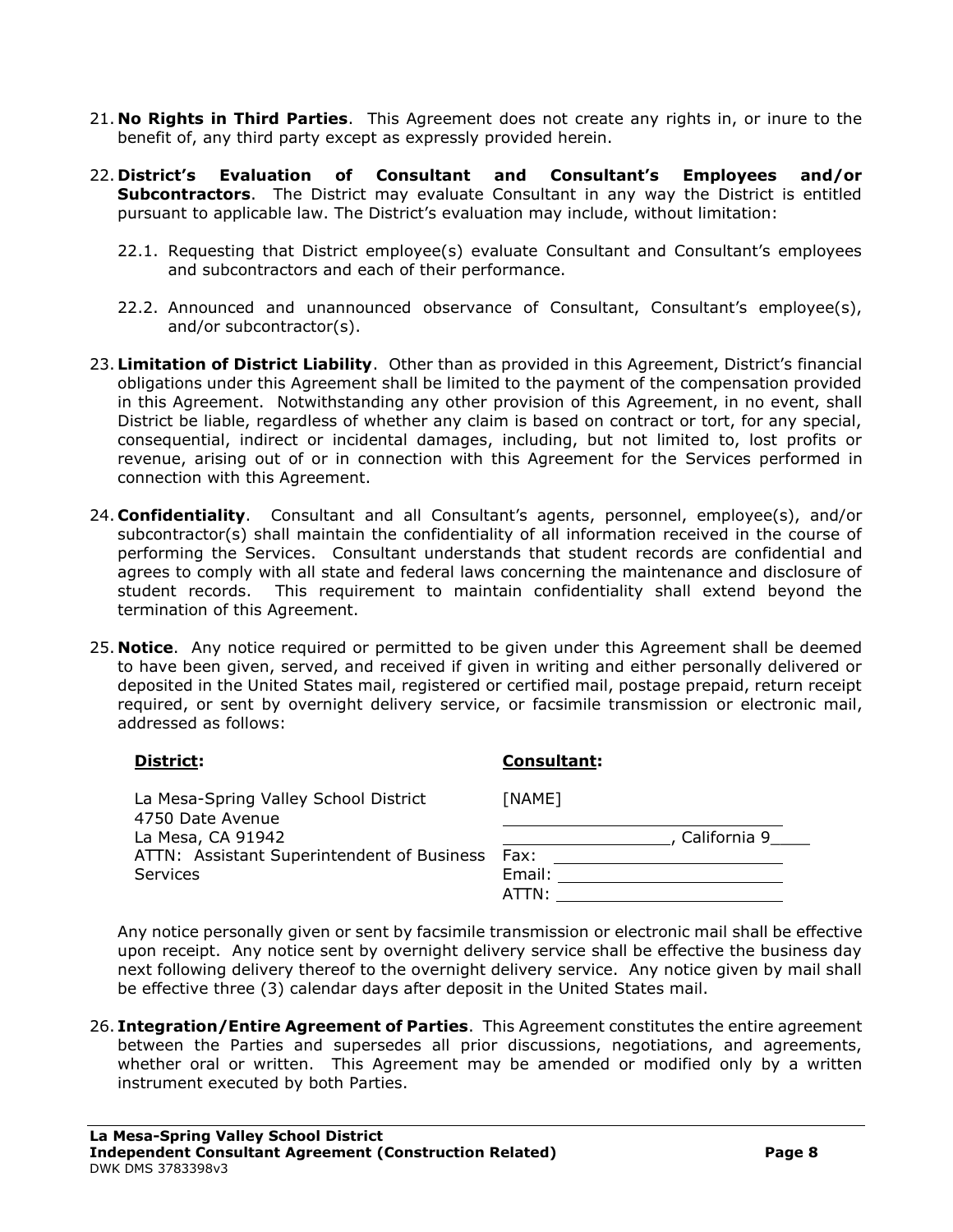21. **No Rights in Third Parties**. This Agreement does not create any rights in, or inure to the benefit of, any third party except as expressly provided herein.

22. **District's Evaluation of Consultant and Consultant's Employees and/or Subcontractors**. The District may evaluate Consultant in any way the District is entitled pursuant to applicable law. The District's evaluation may include, without limitation:

    22.1. Requesting that District employee(s) evaluate Consultant and Consultant's employees and subcontractors and each of their performance.

    22.2. Announced and unannounced observance of Consultant, Consultant's employee(s), and/or subcontractor(s).

23. **Limitation of District Liability**. Other than as provided in this Agreement, District's financial obligations under this Agreement shall be limited to the payment of the compensation provided in this Agreement. Notwithstanding any other provision of this Agreement, in no event, shall District be liable, regardless of whether any claim is based on contract or tort, for any special, consequential, indirect or incidental damages, including, but not limited to, lost profits or revenue, arising out of or in connection with this Agreement for the Services performed in connection with this Agreement.

24. **Confidentiality**. Consultant and all Consultant's agents, personnel, employee(s), and/or subcontractor(s) shall maintain the confidentiality of all information received in the course of performing the Services. Consultant understands that student records are confidential and agrees to comply with all state and federal laws concerning the maintenance and disclosure of student records. This requirement to maintain confidentiality shall extend beyond the termination of this Agreement.

25. **Notice**. Any notice required or permitted to be given under this Agreement shall be deemed to have been given, served, and received if given in writing and either personally delivered or deposited in the United States mail, registered or certified mail, postage prepaid, return receipt required, or sent by overnight delivery service, or facsimile transmission or electronic mail, addressed as follows:

| **District:** | **Consultant:** |
|---|---|
| La Mesa-Spring Valley School District | [NAME] |
| 4750 Date Avenue | ____________________________ |
| La Mesa, CA 91942 | ________________, California 9____ |
| ATTN: Assistant Superintendent of Business Services | Fax: ______________________ |
| | Email: ______________________ |
| | ATTN: ______________________ |

Any notice personally given or sent by facsimile transmission or electronic mail shall be effective upon receipt. Any notice sent by overnight delivery service shall be effective the business day next following delivery thereof to the overnight delivery service. Any notice given by mail shall be effective three (3) calendar days after deposit in the United States mail.

26. **Integration/Entire Agreement of Parties**. This Agreement constitutes the entire agreement between the Parties and supersedes all prior discussions, negotiations, and agreements, whether oral or written. This Agreement may be amended or modified only by a written instrument executed by both Parties.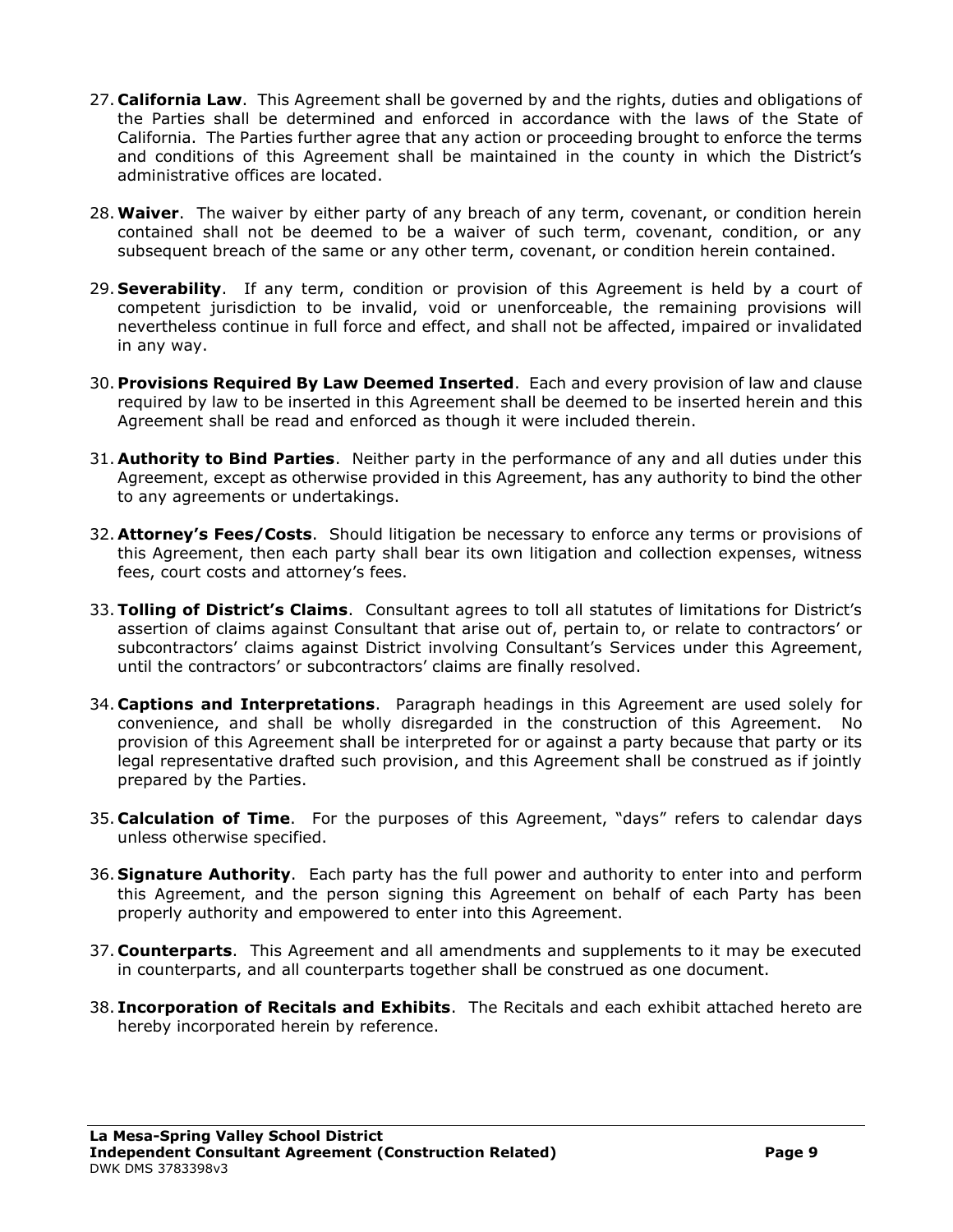27. **California Law**. This Agreement shall be governed by and the rights, duties and obligations of the Parties shall be determined and enforced in accordance with the laws of the State of California. The Parties further agree that any action or proceeding brought to enforce the terms and conditions of this Agreement shall be maintained in the county in which the District's administrative offices are located.

28. **Waiver**. The waiver by either party of any breach of any term, covenant, or condition herein contained shall not be deemed to be a waiver of such term, covenant, condition, or any subsequent breach of the same or any other term, covenant, or condition herein contained.

29. **Severability**. If any term, condition or provision of this Agreement is held by a court of competent jurisdiction to be invalid, void or unenforceable, the remaining provisions will nevertheless continue in full force and effect, and shall not be affected, impaired or invalidated in any way.

30. **Provisions Required By Law Deemed Inserted**. Each and every provision of law and clause required by law to be inserted in this Agreement shall be deemed to be inserted herein and this Agreement shall be read and enforced as though it were included therein.

31. **Authority to Bind Parties**. Neither party in the performance of any and all duties under this Agreement, except as otherwise provided in this Agreement, has any authority to bind the other to any agreements or undertakings.

32. **Attorney's Fees/Costs**. Should litigation be necessary to enforce any terms or provisions of this Agreement, then each party shall bear its own litigation and collection expenses, witness fees, court costs and attorney's fees.

33. **Tolling of District's Claims**. Consultant agrees to toll all statutes of limitations for District's assertion of claims against Consultant that arise out of, pertain to, or relate to contractors' or subcontractors' claims against District involving Consultant's Services under this Agreement, until the contractors' or subcontractors' claims are finally resolved.

34. **Captions and Interpretations**. Paragraph headings in this Agreement are used solely for convenience, and shall be wholly disregarded in the construction of this Agreement. No provision of this Agreement shall be interpreted for or against a party because that party or its legal representative drafted such provision, and this Agreement shall be construed as if jointly prepared by the Parties.

35. **Calculation of Time**. For the purposes of this Agreement, "days" refers to calendar days unless otherwise specified.

36. **Signature Authority**. Each party has the full power and authority to enter into and perform this Agreement, and the person signing this Agreement on behalf of each Party has been properly authority and empowered to enter into this Agreement.

37. **Counterparts**. This Agreement and all amendments and supplements to it may be executed in counterparts, and all counterparts together shall be construed as one document.

38. **Incorporation of Recitals and Exhibits**. The Recitals and each exhibit attached hereto are hereby incorporated herein by reference.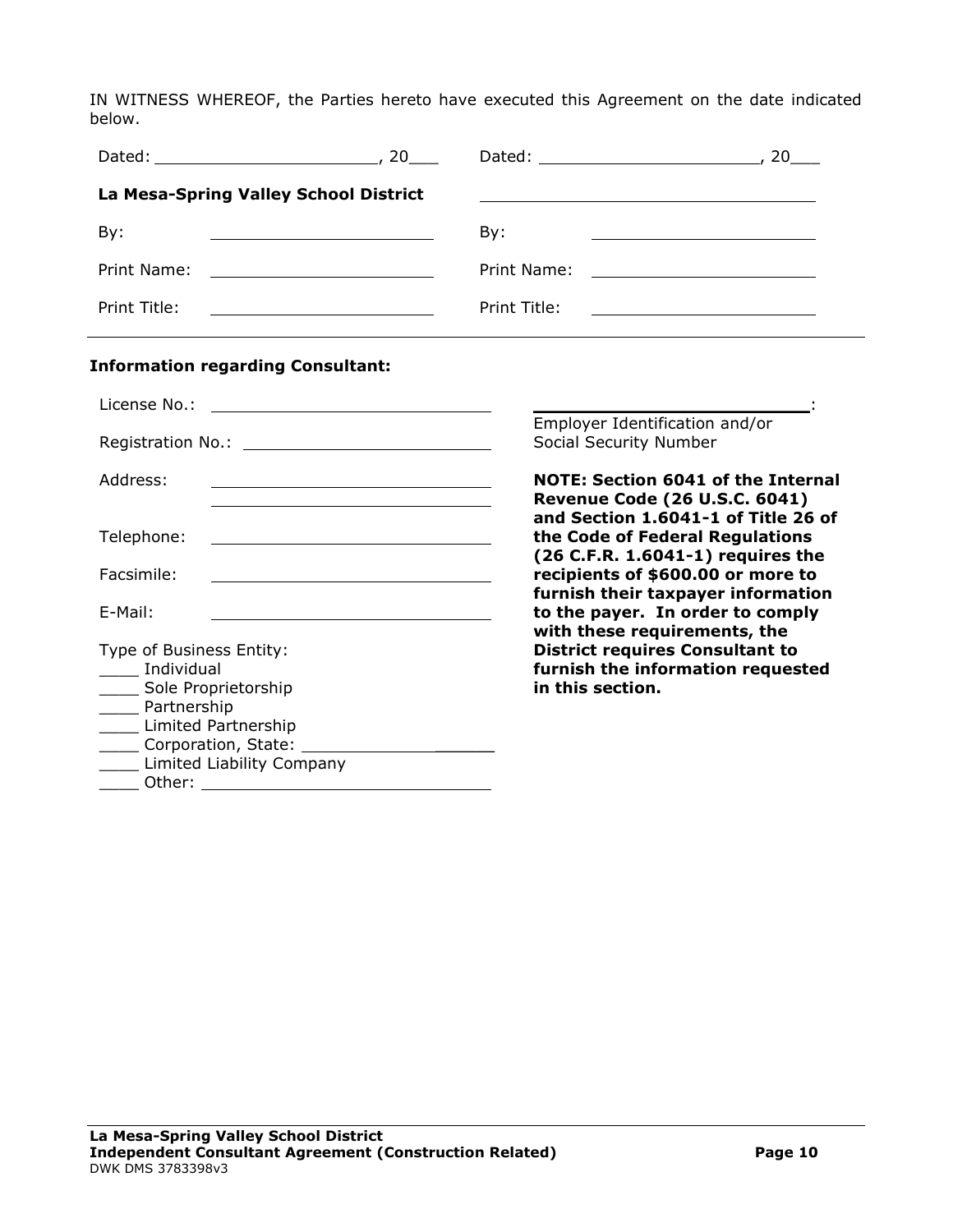IN WITNESS WHEREOF, the Parties hereto have executed this Agreement on the date indicated below.

| | |
|---|---|
| Dated: ______________________, 20___ | Dated: ______________________, 20___ |
| **La Mesa-Spring Valley School District** | ______________________________ |
| By: ______________________ | By: ______________________ |
| Print Name: ______________________ | Print Name: ______________________ |
| Print Title: ______________________ | Print Title: ______________________ |

---

**Information regarding Consultant:**

License No.: ______________________________

Registration No.: __________________________

Address: ______________________________
______________________________

Telephone: ______________________________

Facsimile: ______________________________

E-Mail: ______________________________

Type of Business Entity:
____ Individual
____ Sole Proprietorship
____ Partnership
____ Limited Partnership
____ Corporation, State: ____________________
____ Limited Liability Company
____ Other: ______________________________

____________________________:
Employer Identification and/or Social Security Number

**NOTE: Section 6041 of the Internal Revenue Code (26 U.S.C. 6041) and Section 1.6041-1 of Title 26 of the Code of Federal Regulations (26 C.F.R. 1.6041-1) requires the recipients of $600.00 or more to furnish their taxpayer information to the payer. In order to comply with these requirements, the District requires Consultant to furnish the information requested in this section.**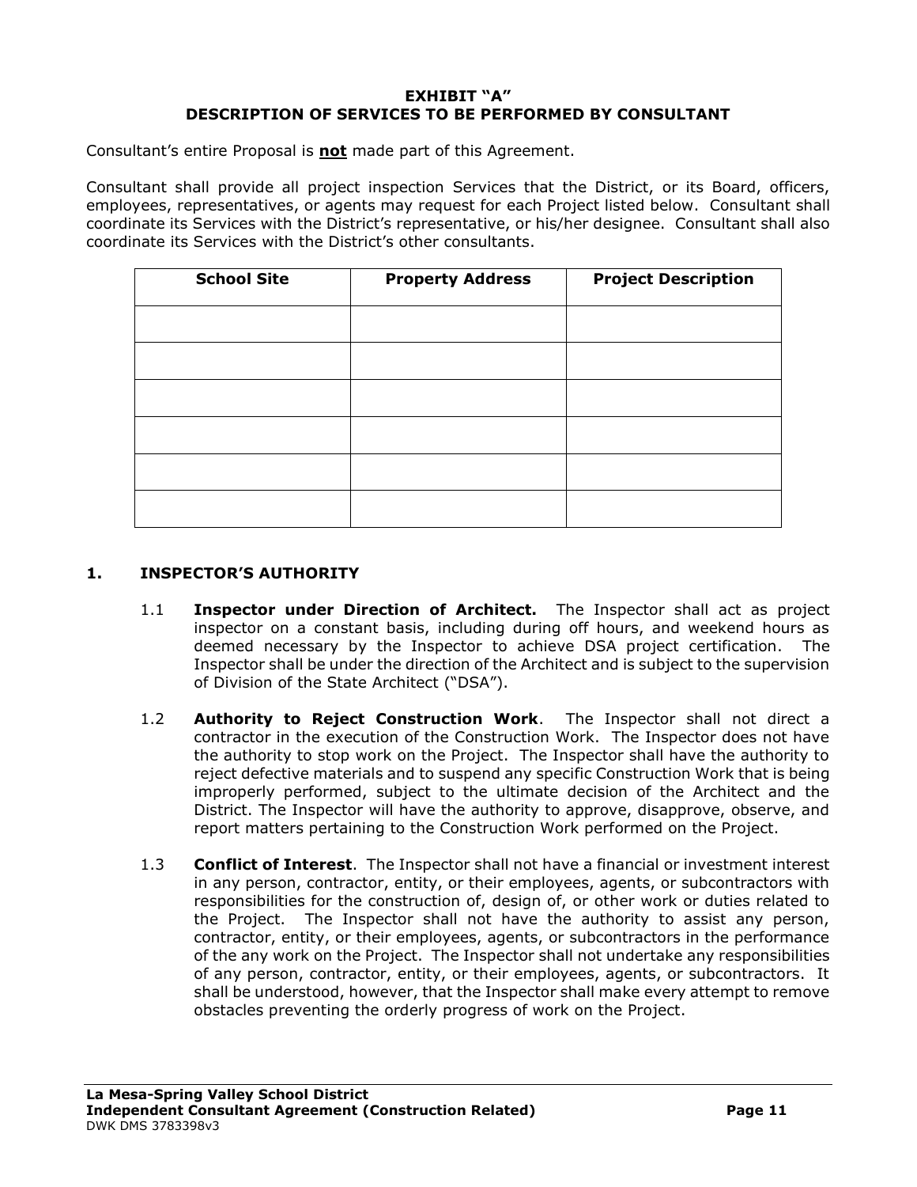**EXHIBIT "A"**
**DESCRIPTION OF SERVICES TO BE PERFORMED BY CONSULTANT**

Consultant's entire Proposal is **not** made part of this Agreement.

Consultant shall provide all project inspection Services that the District, or its Board, officers, employees, representatives, or agents may request for each Project listed below. Consultant shall coordinate its Services with the District's representative, or his/her designee. Consultant shall also coordinate its Services with the District's other consultants.

| School Site | Property Address | Project Description |
|---|---|---|
| | | |
| | | |
| | | |
| | | |
| | | |
| | | |

## 1. INSPECTOR'S AUTHORITY

1.1 **Inspector under Direction of Architect.** The Inspector shall act as project inspector on a constant basis, including during off hours, and weekend hours as deemed necessary by the Inspector to achieve DSA project certification. The Inspector shall be under the direction of the Architect and is subject to the supervision of Division of the State Architect ("DSA").

1.2 **Authority to Reject Construction Work**. The Inspector shall not direct a contractor in the execution of the Construction Work. The Inspector does not have the authority to stop work on the Project. The Inspector shall have the authority to reject defective materials and to suspend any specific Construction Work that is being improperly performed, subject to the ultimate decision of the Architect and the District. The Inspector will have the authority to approve, disapprove, observe, and report matters pertaining to the Construction Work performed on the Project.

1.3 **Conflict of Interest**. The Inspector shall not have a financial or investment interest in any person, contractor, entity, or their employees, agents, or subcontractors with responsibilities for the construction of, design of, or other work or duties related to the Project. The Inspector shall not have the authority to assist any person, contractor, entity, or their employees, agents, or subcontractors in the performance of the any work on the Project. The Inspector shall not undertake any responsibilities of any person, contractor, entity, or their employees, agents, or subcontractors. It shall be understood, however, that the Inspector shall make every attempt to remove obstacles preventing the orderly progress of work on the Project.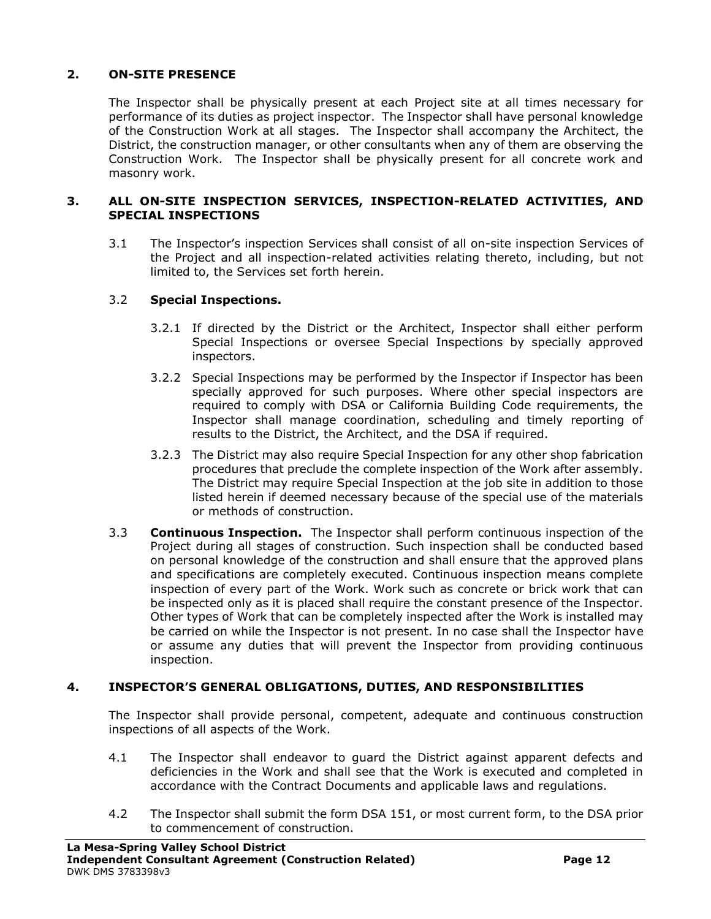## 2. ON-SITE PRESENCE

The Inspector shall be physically present at each Project site at all times necessary for performance of its duties as project inspector. The Inspector shall have personal knowledge of the Construction Work at all stages. The Inspector shall accompany the Architect, the District, the construction manager, or other consultants when any of them are observing the Construction Work. The Inspector shall be physically present for all concrete work and masonry work.

## 3. ALL ON-SITE INSPECTION SERVICES, INSPECTION-RELATED ACTIVITIES, AND SPECIAL INSPECTIONS

3.1 The Inspector's inspection Services shall consist of all on-site inspection Services of the Project and all inspection-related activities relating thereto, including, but not limited to, the Services set forth herein.

3.2 **Special Inspections.**

3.2.1 If directed by the District or the Architect, Inspector shall either perform Special Inspections or oversee Special Inspections by specially approved inspectors.

3.2.2 Special Inspections may be performed by the Inspector if Inspector has been specially approved for such purposes. Where other special inspectors are required to comply with DSA or California Building Code requirements, the Inspector shall manage coordination, scheduling and timely reporting of results to the District, the Architect, and the DSA if required.

3.2.3 The District may also require Special Inspection for any other shop fabrication procedures that preclude the complete inspection of the Work after assembly. The District may require Special Inspection at the job site in addition to those listed herein if deemed necessary because of the special use of the materials or methods of construction.

3.3 **Continuous Inspection.** The Inspector shall perform continuous inspection of the Project during all stages of construction. Such inspection shall be conducted based on personal knowledge of the construction and shall ensure that the approved plans and specifications are completely executed. Continuous inspection means complete inspection of every part of the Work. Work such as concrete or brick work that can be inspected only as it is placed shall require the constant presence of the Inspector. Other types of Work that can be completely inspected after the Work is installed may be carried on while the Inspector is not present. In no case shall the Inspector have or assume any duties that will prevent the Inspector from providing continuous inspection.

## 4. INSPECTOR'S GENERAL OBLIGATIONS, DUTIES, AND RESPONSIBILITIES

The Inspector shall provide personal, competent, adequate and continuous construction inspections of all aspects of the Work.

4.1 The Inspector shall endeavor to guard the District against apparent defects and deficiencies in the Work and shall see that the Work is executed and completed in accordance with the Contract Documents and applicable laws and regulations.

4.2 The Inspector shall submit the form DSA 151, or most current form, to the DSA prior to commencement of construction.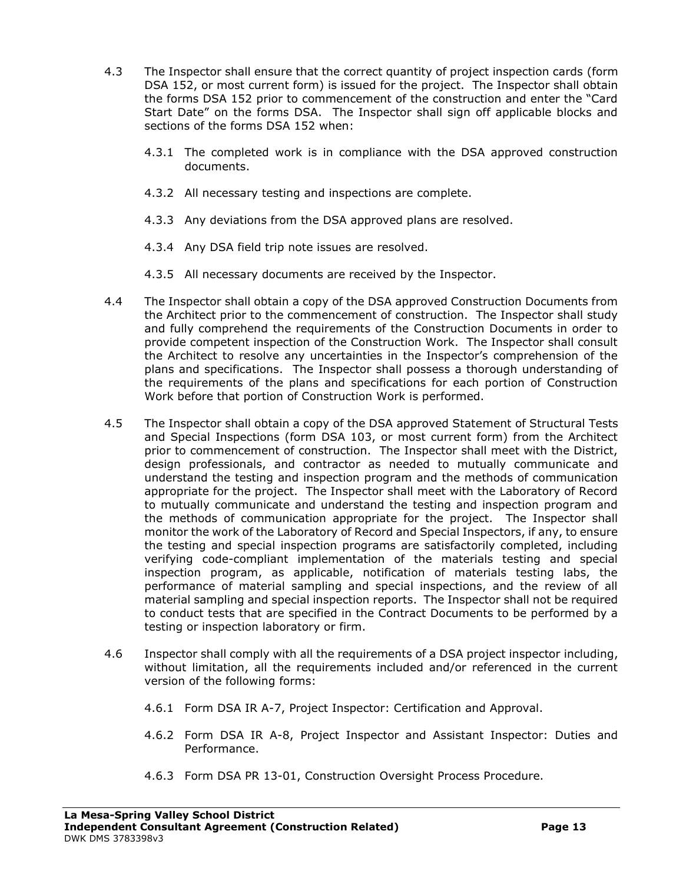4.3 The Inspector shall ensure that the correct quantity of project inspection cards (form DSA 152, or most current form) is issued for the project. The Inspector shall obtain the forms DSA 152 prior to commencement of the construction and enter the "Card Start Date" on the forms DSA. The Inspector shall sign off applicable blocks and sections of the forms DSA 152 when:

   4.3.1 The completed work is in compliance with the DSA approved construction documents.

   4.3.2 All necessary testing and inspections are complete.

   4.3.3 Any deviations from the DSA approved plans are resolved.

   4.3.4 Any DSA field trip note issues are resolved.

   4.3.5 All necessary documents are received by the Inspector.

4.4 The Inspector shall obtain a copy of the DSA approved Construction Documents from the Architect prior to the commencement of construction. The Inspector shall study and fully comprehend the requirements of the Construction Documents in order to provide competent inspection of the Construction Work. The Inspector shall consult the Architect to resolve any uncertainties in the Inspector's comprehension of the plans and specifications. The Inspector shall possess a thorough understanding of the requirements of the plans and specifications for each portion of Construction Work before that portion of Construction Work is performed.

4.5 The Inspector shall obtain a copy of the DSA approved Statement of Structural Tests and Special Inspections (form DSA 103, or most current form) from the Architect prior to commencement of construction. The Inspector shall meet with the District, design professionals, and contractor as needed to mutually communicate and understand the testing and inspection program and the methods of communication appropriate for the project. The Inspector shall meet with the Laboratory of Record to mutually communicate and understand the testing and inspection program and the methods of communication appropriate for the project. The Inspector shall monitor the work of the Laboratory of Record and Special Inspectors, if any, to ensure the testing and special inspection programs are satisfactorily completed, including verifying code-compliant implementation of the materials testing and special inspection program, as applicable, notification of materials testing labs, the performance of material sampling and special inspections, and the review of all material sampling and special inspection reports. The Inspector shall not be required to conduct tests that are specified in the Contract Documents to be performed by a testing or inspection laboratory or firm.

4.6 Inspector shall comply with all the requirements of a DSA project inspector including, without limitation, all the requirements included and/or referenced in the current version of the following forms:

   4.6.1 Form DSA IR A-7, Project Inspector: Certification and Approval.

   4.6.2 Form DSA IR A-8, Project Inspector and Assistant Inspector: Duties and Performance.

   4.6.3 Form DSA PR 13-01, Construction Oversight Process Procedure.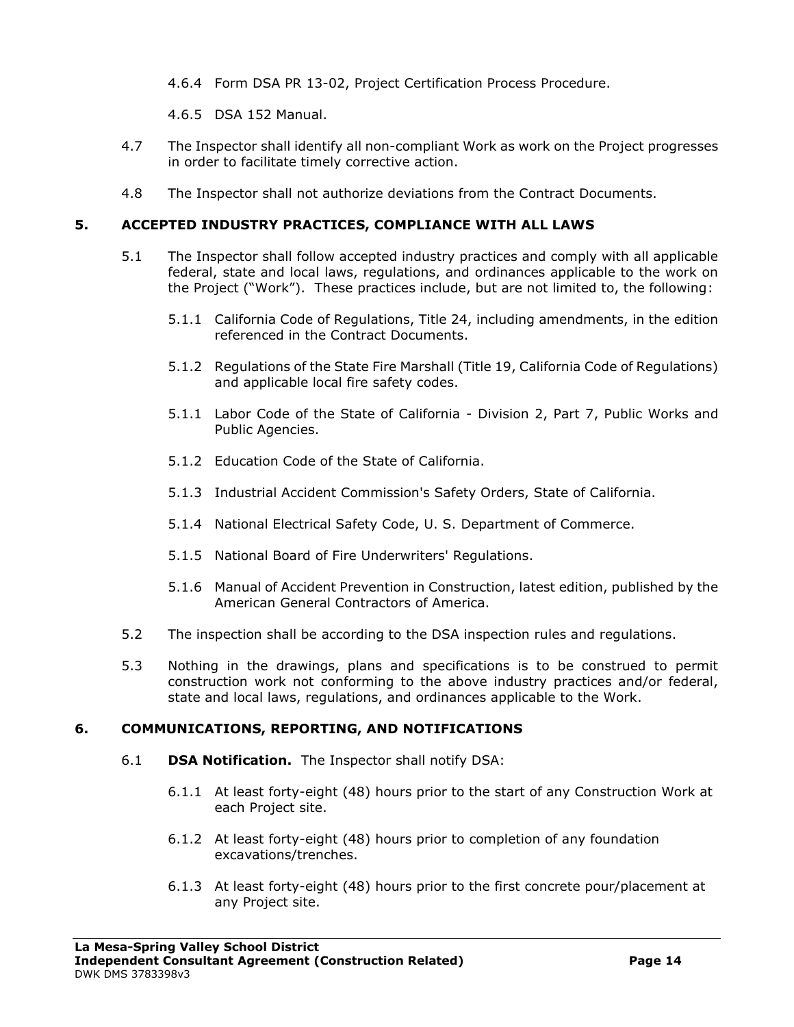4.6.4 Form DSA PR 13-02, Project Certification Process Procedure.

4.6.5 DSA 152 Manual.

4.7 The Inspector shall identify all non-compliant Work as work on the Project progresses in order to facilitate timely corrective action.

4.8 The Inspector shall not authorize deviations from the Contract Documents.

## 5. ACCEPTED INDUSTRY PRACTICES, COMPLIANCE WITH ALL LAWS

5.1 The Inspector shall follow accepted industry practices and comply with all applicable federal, state and local laws, regulations, and ordinances applicable to the work on the Project ("Work"). These practices include, but are not limited to, the following:

5.1.1 California Code of Regulations, Title 24, including amendments, in the edition referenced in the Contract Documents.

5.1.2 Regulations of the State Fire Marshall (Title 19, California Code of Regulations) and applicable local fire safety codes.

5.1.1 Labor Code of the State of California - Division 2, Part 7, Public Works and Public Agencies.

5.1.2 Education Code of the State of California.

5.1.3 Industrial Accident Commission's Safety Orders, State of California.

5.1.4 National Electrical Safety Code, U. S. Department of Commerce.

5.1.5 National Board of Fire Underwriters' Regulations.

5.1.6 Manual of Accident Prevention in Construction, latest edition, published by the American General Contractors of America.

5.2 The inspection shall be according to the DSA inspection rules and regulations.

5.3 Nothing in the drawings, plans and specifications is to be construed to permit construction work not conforming to the above industry practices and/or federal, state and local laws, regulations, and ordinances applicable to the Work.

## 6. COMMUNICATIONS, REPORTING, AND NOTIFICATIONS

6.1 **DSA Notification.** The Inspector shall notify DSA:

6.1.1 At least forty-eight (48) hours prior to the start of any Construction Work at each Project site.

6.1.2 At least forty-eight (48) hours prior to completion of any foundation excavations/trenches.

6.1.3 At least forty-eight (48) hours prior to the first concrete pour/placement at any Project site.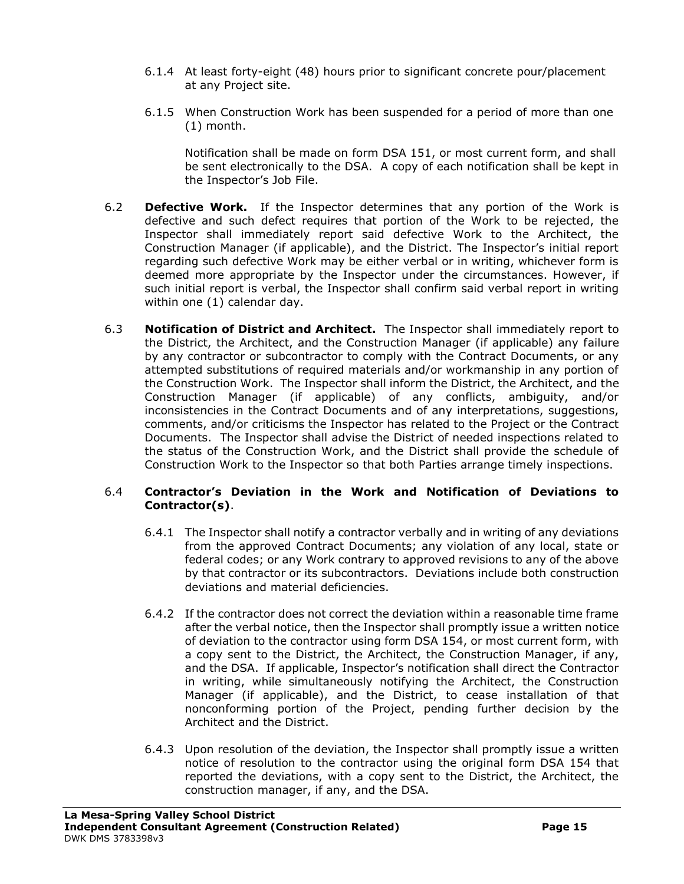6.1.4 At least forty-eight (48) hours prior to significant concrete pour/placement at any Project site.

6.1.5 When Construction Work has been suspended for a period of more than one (1) month.

Notification shall be made on form DSA 151, or most current form, and shall be sent electronically to the DSA. A copy of each notification shall be kept in the Inspector's Job File.

6.2 **Defective Work.** If the Inspector determines that any portion of the Work is defective and such defect requires that portion of the Work to be rejected, the Inspector shall immediately report said defective Work to the Architect, the Construction Manager (if applicable), and the District. The Inspector's initial report regarding such defective Work may be either verbal or in writing, whichever form is deemed more appropriate by the Inspector under the circumstances. However, if such initial report is verbal, the Inspector shall confirm said verbal report in writing within one (1) calendar day.

6.3 **Notification of District and Architect.** The Inspector shall immediately report to the District, the Architect, and the Construction Manager (if applicable) any failure by any contractor or subcontractor to comply with the Contract Documents, or any attempted substitutions of required materials and/or workmanship in any portion of the Construction Work. The Inspector shall inform the District, the Architect, and the Construction Manager (if applicable) of any conflicts, ambiguity, and/or inconsistencies in the Contract Documents and of any interpretations, suggestions, comments, and/or criticisms the Inspector has related to the Project or the Contract Documents. The Inspector shall advise the District of needed inspections related to the status of the Construction Work, and the District shall provide the schedule of Construction Work to the Inspector so that both Parties arrange timely inspections.

6.4 **Contractor's Deviation in the Work and Notification of Deviations to Contractor(s)**.

6.4.1 The Inspector shall notify a contractor verbally and in writing of any deviations from the approved Contract Documents; any violation of any local, state or federal codes; or any Work contrary to approved revisions to any of the above by that contractor or its subcontractors. Deviations include both construction deviations and material deficiencies.

6.4.2 If the contractor does not correct the deviation within a reasonable time frame after the verbal notice, then the Inspector shall promptly issue a written notice of deviation to the contractor using form DSA 154, or most current form, with a copy sent to the District, the Architect, the Construction Manager, if any, and the DSA. If applicable, Inspector's notification shall direct the Contractor in writing, while simultaneously notifying the Architect, the Construction Manager (if applicable), and the District, to cease installation of that nonconforming portion of the Project, pending further decision by the Architect and the District.

6.4.3 Upon resolution of the deviation, the Inspector shall promptly issue a written notice of resolution to the contractor using the original form DSA 154 that reported the deviations, with a copy sent to the District, the Architect, the construction manager, if any, and the DSA.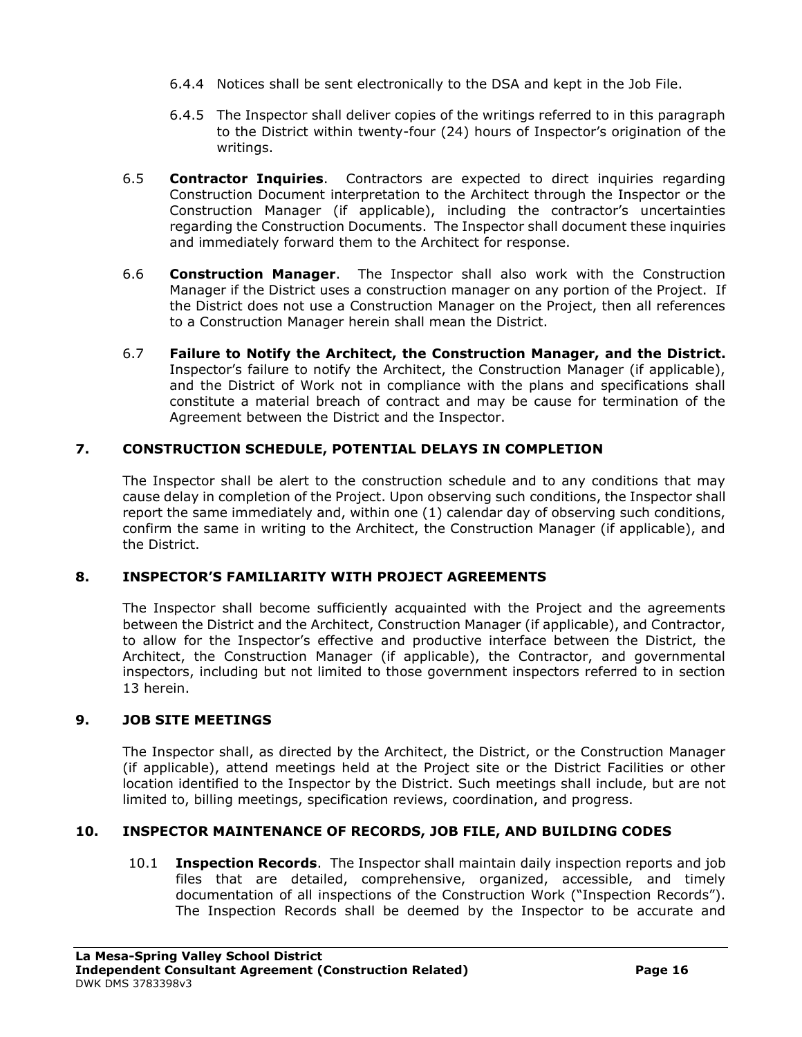6.4.4 Notices shall be sent electronically to the DSA and kept in the Job File.

6.4.5 The Inspector shall deliver copies of the writings referred to in this paragraph to the District within twenty-four (24) hours of Inspector's origination of the writings.

6.5 **Contractor Inquiries**. Contractors are expected to direct inquiries regarding Construction Document interpretation to the Architect through the Inspector or the Construction Manager (if applicable), including the contractor's uncertainties regarding the Construction Documents. The Inspector shall document these inquiries and immediately forward them to the Architect for response.

6.6 **Construction Manager**. The Inspector shall also work with the Construction Manager if the District uses a construction manager on any portion of the Project. If the District does not use a Construction Manager on the Project, then all references to a Construction Manager herein shall mean the District.

6.7 **Failure to Notify the Architect, the Construction Manager, and the District.** Inspector's failure to notify the Architect, the Construction Manager (if applicable), and the District of Work not in compliance with the plans and specifications shall constitute a material breach of contract and may be cause for termination of the Agreement between the District and the Inspector.

## 7. CONSTRUCTION SCHEDULE, POTENTIAL DELAYS IN COMPLETION

The Inspector shall be alert to the construction schedule and to any conditions that may cause delay in completion of the Project. Upon observing such conditions, the Inspector shall report the same immediately and, within one (1) calendar day of observing such conditions, confirm the same in writing to the Architect, the Construction Manager (if applicable), and the District.

## 8. INSPECTOR'S FAMILIARITY WITH PROJECT AGREEMENTS

The Inspector shall become sufficiently acquainted with the Project and the agreements between the District and the Architect, Construction Manager (if applicable), and Contractor, to allow for the Inspector's effective and productive interface between the District, the Architect, the Construction Manager (if applicable), the Contractor, and governmental inspectors, including but not limited to those government inspectors referred to in section 13 herein.

## 9. JOB SITE MEETINGS

The Inspector shall, as directed by the Architect, the District, or the Construction Manager (if applicable), attend meetings held at the Project site or the District Facilities or other location identified to the Inspector by the District. Such meetings shall include, but are not limited to, billing meetings, specification reviews, coordination, and progress.

## 10. INSPECTOR MAINTENANCE OF RECORDS, JOB FILE, AND BUILDING CODES

10.1 **Inspection Records**. The Inspector shall maintain daily inspection reports and job files that are detailed, comprehensive, organized, accessible, and timely documentation of all inspections of the Construction Work ("Inspection Records"). The Inspection Records shall be deemed by the Inspector to be accurate and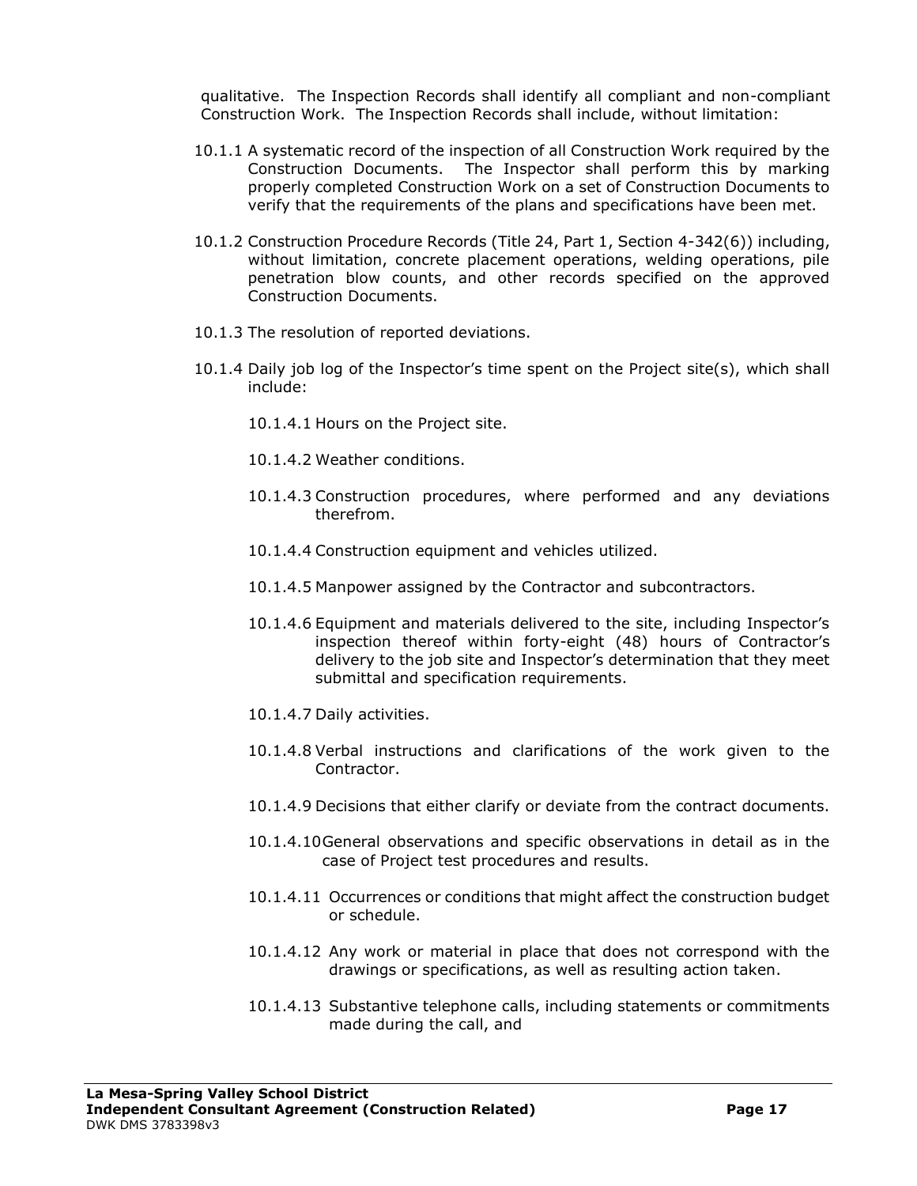qualitative. The Inspection Records shall identify all compliant and non-compliant Construction Work. The Inspection Records shall include, without limitation:

10.1.1 A systematic record of the inspection of all Construction Work required by the Construction Documents. The Inspector shall perform this by marking properly completed Construction Work on a set of Construction Documents to verify that the requirements of the plans and specifications have been met.

10.1.2 Construction Procedure Records (Title 24, Part 1, Section 4-342(6)) including, without limitation, concrete placement operations, welding operations, pile penetration blow counts, and other records specified on the approved Construction Documents.

10.1.3 The resolution of reported deviations.

10.1.4 Daily job log of the Inspector's time spent on the Project site(s), which shall include:

10.1.4.1 Hours on the Project site.

10.1.4.2 Weather conditions.

10.1.4.3 Construction procedures, where performed and any deviations therefrom.

10.1.4.4 Construction equipment and vehicles utilized.

10.1.4.5 Manpower assigned by the Contractor and subcontractors.

10.1.4.6 Equipment and materials delivered to the site, including Inspector's inspection thereof within forty-eight (48) hours of Contractor's delivery to the job site and Inspector's determination that they meet submittal and specification requirements.

10.1.4.7 Daily activities.

10.1.4.8 Verbal instructions and clarifications of the work given to the Contractor.

10.1.4.9 Decisions that either clarify or deviate from the contract documents.

10.1.4.10 General observations and specific observations in detail as in the case of Project test procedures and results.

10.1.4.11 Occurrences or conditions that might affect the construction budget or schedule.

10.1.4.12 Any work or material in place that does not correspond with the drawings or specifications, as well as resulting action taken.

10.1.4.13 Substantive telephone calls, including statements or commitments made during the call, and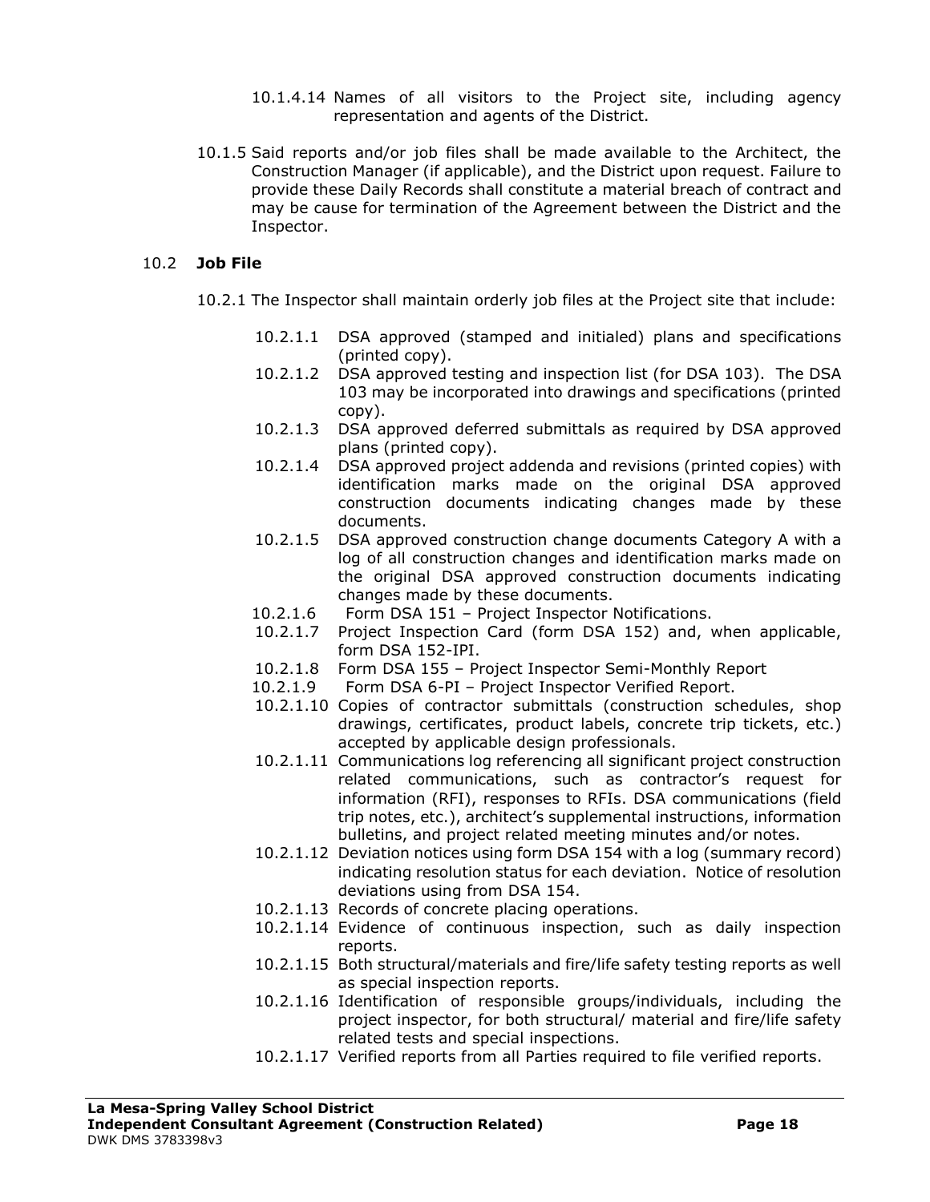10.1.4.14 Names of all visitors to the Project site, including agency representation and agents of the District.

10.1.5 Said reports and/or job files shall be made available to the Architect, the Construction Manager (if applicable), and the District upon request. Failure to provide these Daily Records shall constitute a material breach of contract and may be cause for termination of the Agreement between the District and the Inspector.

### 10.2 **Job File**

10.2.1 The Inspector shall maintain orderly job files at the Project site that include:

10.2.1.1 DSA approved (stamped and initialed) plans and specifications (printed copy).

10.2.1.2 DSA approved testing and inspection list (for DSA 103). The DSA 103 may be incorporated into drawings and specifications (printed copy).

10.2.1.3 DSA approved deferred submittals as required by DSA approved plans (printed copy).

10.2.1.4 DSA approved project addenda and revisions (printed copies) with identification marks made on the original DSA approved construction documents indicating changes made by these documents.

10.2.1.5 DSA approved construction change documents Category A with a log of all construction changes and identification marks made on the original DSA approved construction documents indicating changes made by these documents.

10.2.1.6 Form DSA 151 – Project Inspector Notifications.

10.2.1.7 Project Inspection Card (form DSA 152) and, when applicable, form DSA 152-IPI.

10.2.1.8 Form DSA 155 – Project Inspector Semi-Monthly Report

10.2.1.9 Form DSA 6-PI – Project Inspector Verified Report.

10.2.1.10 Copies of contractor submittals (construction schedules, shop drawings, certificates, product labels, concrete trip tickets, etc.) accepted by applicable design professionals.

10.2.1.11 Communications log referencing all significant project construction related communications, such as contractor's request for information (RFI), responses to RFIs. DSA communications (field trip notes, etc.), architect's supplemental instructions, information bulletins, and project related meeting minutes and/or notes.

10.2.1.12 Deviation notices using form DSA 154 with a log (summary record) indicating resolution status for each deviation. Notice of resolution deviations using from DSA 154.

10.2.1.13 Records of concrete placing operations.

10.2.1.14 Evidence of continuous inspection, such as daily inspection reports.

10.2.1.15 Both structural/materials and fire/life safety testing reports as well as special inspection reports.

10.2.1.16 Identification of responsible groups/individuals, including the project inspector, for both structural/ material and fire/life safety related tests and special inspections.

10.2.1.17 Verified reports from all Parties required to file verified reports.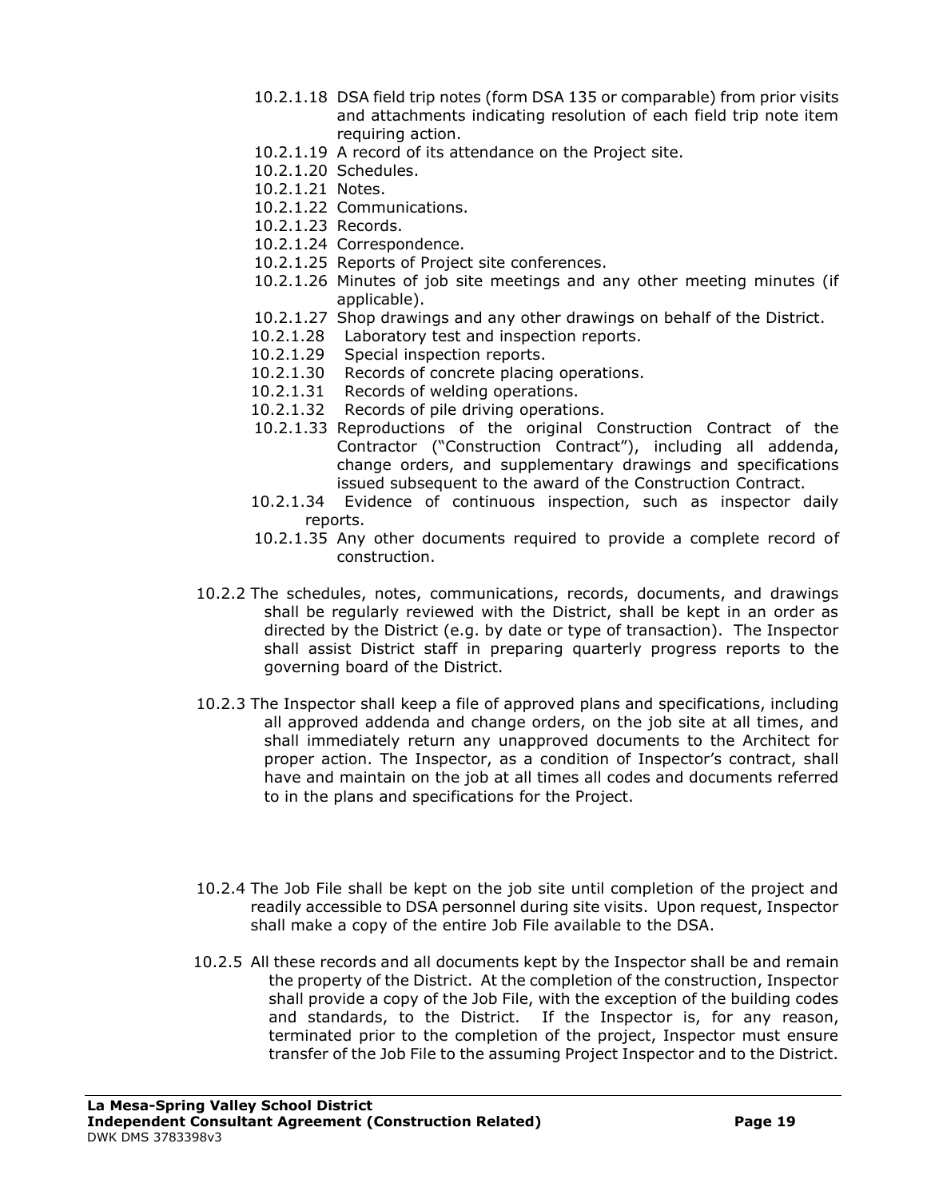10.2.1.18 DSA field trip notes (form DSA 135 or comparable) from prior visits and attachments indicating resolution of each field trip note item requiring action.

10.2.1.19 A record of its attendance on the Project site.

10.2.1.20 Schedules.

10.2.1.21 Notes.

10.2.1.22 Communications.

10.2.1.23 Records.

10.2.1.24 Correspondence.

10.2.1.25 Reports of Project site conferences.

10.2.1.26 Minutes of job site meetings and any other meeting minutes (if applicable).

10.2.1.27 Shop drawings and any other drawings on behalf of the District.

10.2.1.28 Laboratory test and inspection reports.

10.2.1.29 Special inspection reports.

10.2.1.30 Records of concrete placing operations.

10.2.1.31 Records of welding operations.

10.2.1.32 Records of pile driving operations.

10.2.1.33 Reproductions of the original Construction Contract of the Contractor ("Construction Contract"), including all addenda, change orders, and supplementary drawings and specifications issued subsequent to the award of the Construction Contract.

10.2.1.34 Evidence of continuous inspection, such as inspector daily reports.

10.2.1.35 Any other documents required to provide a complete record of construction.

10.2.2 The schedules, notes, communications, records, documents, and drawings shall be regularly reviewed with the District, shall be kept in an order as directed by the District (e.g. by date or type of transaction). The Inspector shall assist District staff in preparing quarterly progress reports to the governing board of the District.

10.2.3 The Inspector shall keep a file of approved plans and specifications, including all approved addenda and change orders, on the job site at all times, and shall immediately return any unapproved documents to the Architect for proper action. The Inspector, as a condition of Inspector's contract, shall have and maintain on the job at all times all codes and documents referred to in the plans and specifications for the Project.

10.2.4 The Job File shall be kept on the job site until completion of the project and readily accessible to DSA personnel during site visits. Upon request, Inspector shall make a copy of the entire Job File available to the DSA.

10.2.5 All these records and all documents kept by the Inspector shall be and remain the property of the District. At the completion of the construction, Inspector shall provide a copy of the Job File, with the exception of the building codes and standards, to the District. If the Inspector is, for any reason, terminated prior to the completion of the project, Inspector must ensure transfer of the Job File to the assuming Project Inspector and to the District.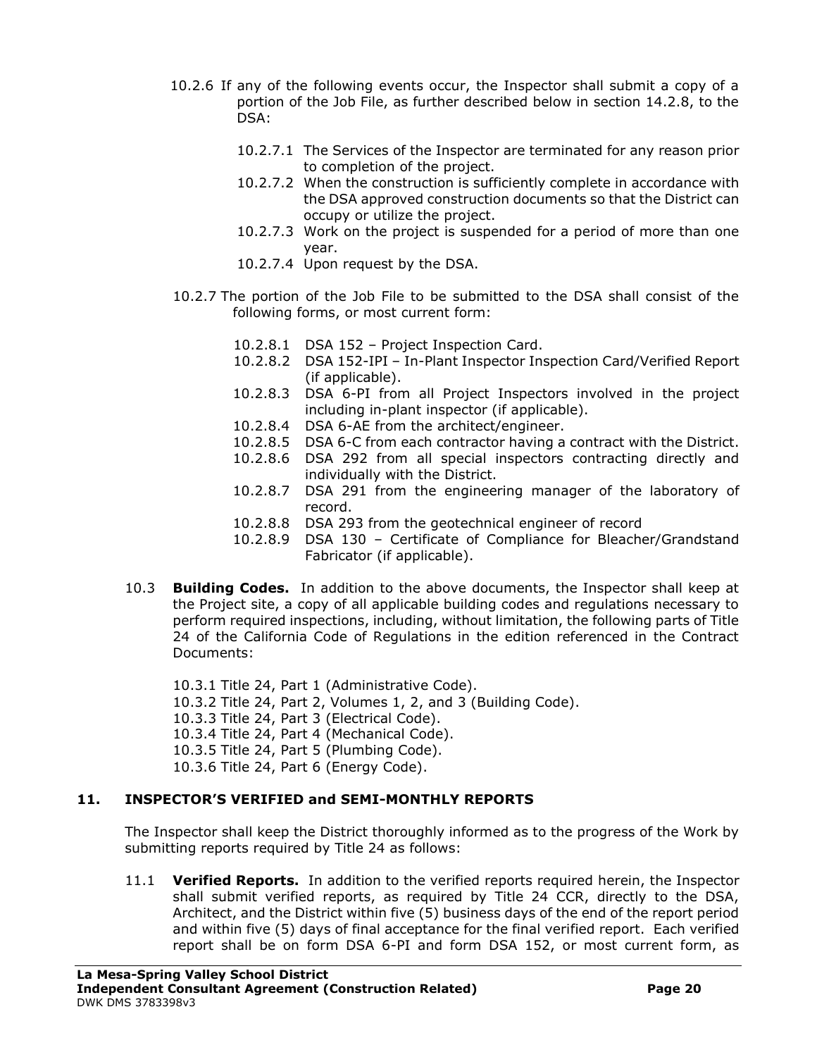10.2.6 If any of the following events occur, the Inspector shall submit a copy of a portion of the Job File, as further described below in section 14.2.8, to the DSA:

- 10.2.7.1 The Services of the Inspector are terminated for any reason prior to completion of the project.
- 10.2.7.2 When the construction is sufficiently complete in accordance with the DSA approved construction documents so that the District can occupy or utilize the project.
- 10.2.7.3 Work on the project is suspended for a period of more than one year.
- 10.2.7.4 Upon request by the DSA.

10.2.7 The portion of the Job File to be submitted to the DSA shall consist of the following forms, or most current form:

- 10.2.8.1 DSA 152 – Project Inspection Card.
- 10.2.8.2 DSA 152-IPI – In-Plant Inspector Inspection Card/Verified Report (if applicable).
- 10.2.8.3 DSA 6-PI from all Project Inspectors involved in the project including in-plant inspector (if applicable).
- 10.2.8.4 DSA 6-AE from the architect/engineer.
- 10.2.8.5 DSA 6-C from each contractor having a contract with the District.
- 10.2.8.6 DSA 292 from all special inspectors contracting directly and individually with the District.
- 10.2.8.7 DSA 291 from the engineering manager of the laboratory of record.
- 10.2.8.8 DSA 293 from the geotechnical engineer of record
- 10.2.8.9 DSA 130 – Certificate of Compliance for Bleacher/Grandstand Fabricator (if applicable).

10.3 **Building Codes.** In addition to the above documents, the Inspector shall keep at the Project site, a copy of all applicable building codes and regulations necessary to perform required inspections, including, without limitation, the following parts of Title 24 of the California Code of Regulations in the edition referenced in the Contract Documents:

- 10.3.1 Title 24, Part 1 (Administrative Code).
- 10.3.2 Title 24, Part 2, Volumes 1, 2, and 3 (Building Code).
- 10.3.3 Title 24, Part 3 (Electrical Code).
- 10.3.4 Title 24, Part 4 (Mechanical Code).
- 10.3.5 Title 24, Part 5 (Plumbing Code).
- 10.3.6 Title 24, Part 6 (Energy Code).

## 11. INSPECTOR'S VERIFIED and SEMI-MONTHLY REPORTS

The Inspector shall keep the District thoroughly informed as to the progress of the Work by submitting reports required by Title 24 as follows:

11.1 **Verified Reports.** In addition to the verified reports required herein, the Inspector shall submit verified reports, as required by Title 24 CCR, directly to the DSA, Architect, and the District within five (5) business days of the end of the report period and within five (5) days of final acceptance for the final verified report. Each verified report shall be on form DSA 6-PI and form DSA 152, or most current form, as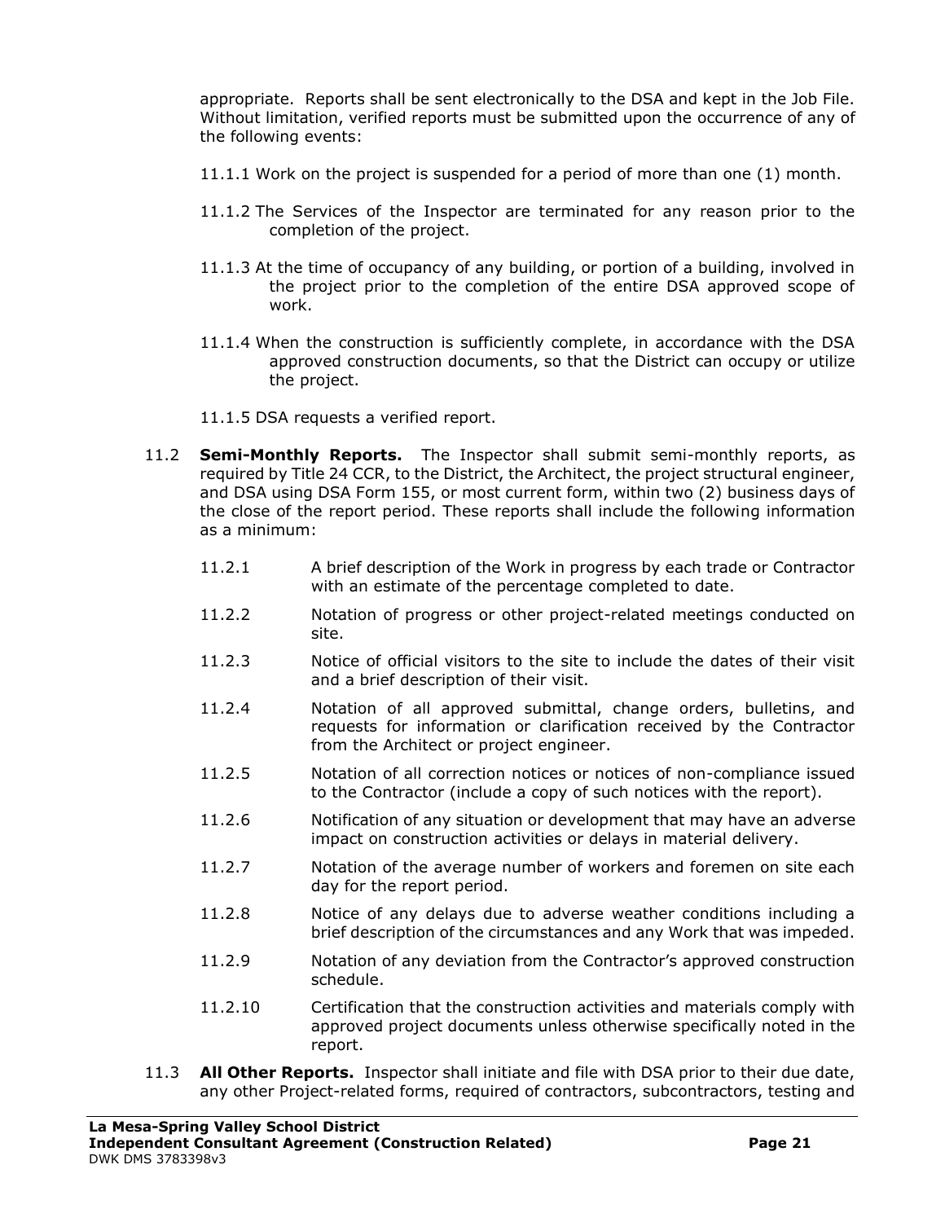appropriate. Reports shall be sent electronically to the DSA and kept in the Job File. Without limitation, verified reports must be submitted upon the occurrence of any of the following events:

11.1.1 Work on the project is suspended for a period of more than one (1) month.

11.1.2 The Services of the Inspector are terminated for any reason prior to the completion of the project.

11.1.3 At the time of occupancy of any building, or portion of a building, involved in the project prior to the completion of the entire DSA approved scope of work.

11.1.4 When the construction is sufficiently complete, in accordance with the DSA approved construction documents, so that the District can occupy or utilize the project.

11.1.5 DSA requests a verified report.

11.2 **Semi-Monthly Reports.** The Inspector shall submit semi-monthly reports, as required by Title 24 CCR, to the District, the Architect, the project structural engineer, and DSA using DSA Form 155, or most current form, within two (2) business days of the close of the report period. These reports shall include the following information as a minimum:

11.2.1 A brief description of the Work in progress by each trade or Contractor with an estimate of the percentage completed to date.

11.2.2 Notation of progress or other project-related meetings conducted on site.

11.2.3 Notice of official visitors to the site to include the dates of their visit and a brief description of their visit.

11.2.4 Notation of all approved submittal, change orders, bulletins, and requests for information or clarification received by the Contractor from the Architect or project engineer.

11.2.5 Notation of all correction notices or notices of non-compliance issued to the Contractor (include a copy of such notices with the report).

11.2.6 Notification of any situation or development that may have an adverse impact on construction activities or delays in material delivery.

11.2.7 Notation of the average number of workers and foremen on site each day for the report period.

11.2.8 Notice of any delays due to adverse weather conditions including a brief description of the circumstances and any Work that was impeded.

11.2.9 Notation of any deviation from the Contractor's approved construction schedule.

11.2.10 Certification that the construction activities and materials comply with approved project documents unless otherwise specifically noted in the report.

11.3 **All Other Reports.** Inspector shall initiate and file with DSA prior to their due date, any other Project-related forms, required of contractors, subcontractors, testing and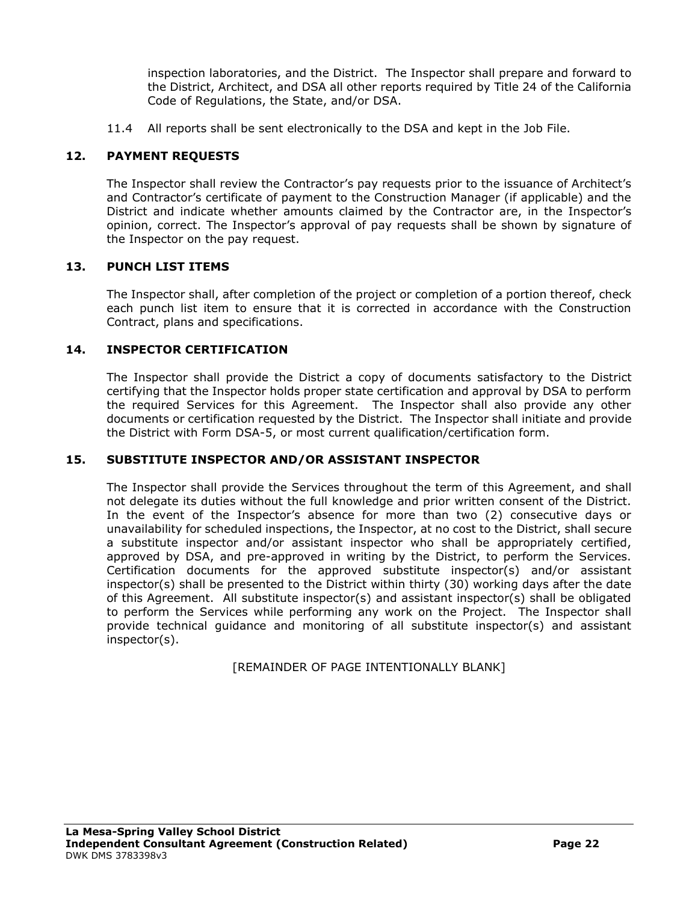inspection laboratories, and the District. The Inspector shall prepare and forward to the District, Architect, and DSA all other reports required by Title 24 of the California Code of Regulations, the State, and/or DSA.

11.4 All reports shall be sent electronically to the DSA and kept in the Job File.

## 12. PAYMENT REQUESTS

The Inspector shall review the Contractor's pay requests prior to the issuance of Architect's and Contractor's certificate of payment to the Construction Manager (if applicable) and the District and indicate whether amounts claimed by the Contractor are, in the Inspector's opinion, correct. The Inspector's approval of pay requests shall be shown by signature of the Inspector on the pay request.

## 13. PUNCH LIST ITEMS

The Inspector shall, after completion of the project or completion of a portion thereof, check each punch list item to ensure that it is corrected in accordance with the Construction Contract, plans and specifications.

## 14. INSPECTOR CERTIFICATION

The Inspector shall provide the District a copy of documents satisfactory to the District certifying that the Inspector holds proper state certification and approval by DSA to perform the required Services for this Agreement. The Inspector shall also provide any other documents or certification requested by the District. The Inspector shall initiate and provide the District with Form DSA-5, or most current qualification/certification form.

## 15. SUBSTITUTE INSPECTOR AND/OR ASSISTANT INSPECTOR

The Inspector shall provide the Services throughout the term of this Agreement, and shall not delegate its duties without the full knowledge and prior written consent of the District. In the event of the Inspector's absence for more than two (2) consecutive days or unavailability for scheduled inspections, the Inspector, at no cost to the District, shall secure a substitute inspector and/or assistant inspector who shall be appropriately certified, approved by DSA, and pre-approved in writing by the District, to perform the Services. Certification documents for the approved substitute inspector(s) and/or assistant inspector(s) shall be presented to the District within thirty (30) working days after the date of this Agreement. All substitute inspector(s) and assistant inspector(s) shall be obligated to perform the Services while performing any work on the Project. The Inspector shall provide technical guidance and monitoring of all substitute inspector(s) and assistant inspector(s).

[REMAINDER OF PAGE INTENTIONALLY BLANK]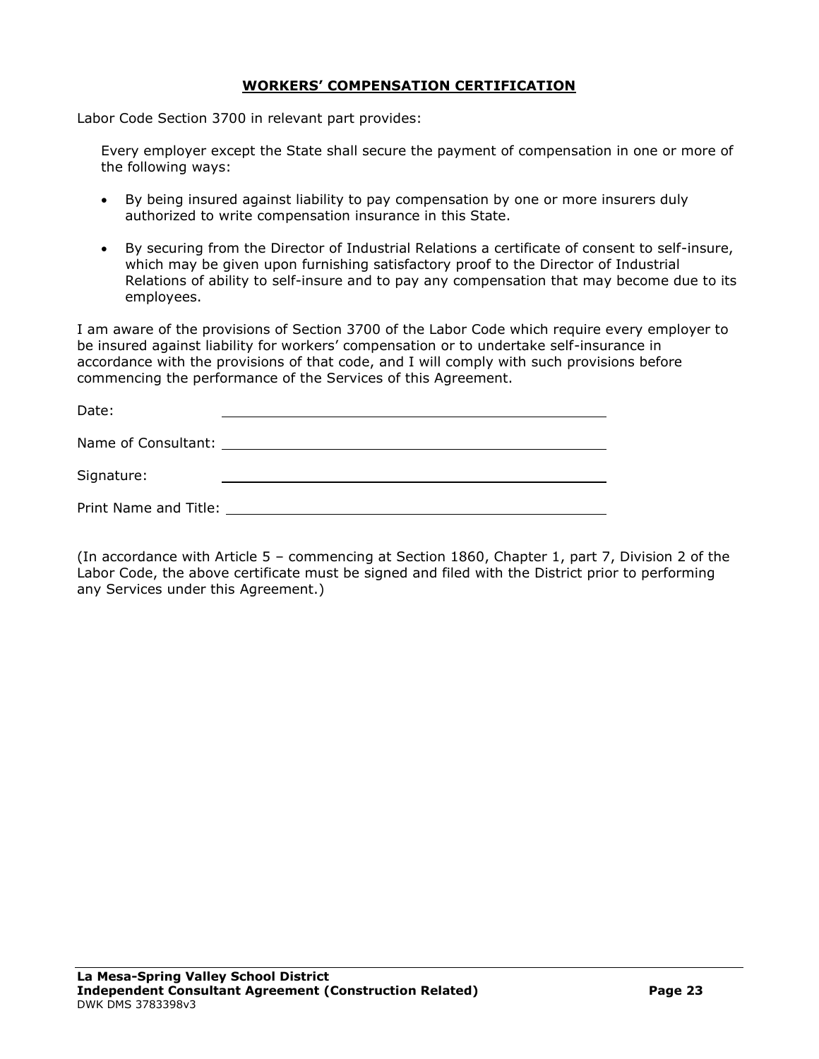## WORKERS' COMPENSATION CERTIFICATION

Labor Code Section 3700 in relevant part provides:

> Every employer except the State shall secure the payment of compensation in one or more of the following ways:
>
> - By being insured against liability to pay compensation by one or more insurers duly authorized to write compensation insurance in this State.
> - By securing from the Director of Industrial Relations a certificate of consent to self-insure, which may be given upon furnishing satisfactory proof to the Director of Industrial Relations of ability to self-insure and to pay any compensation that may become due to its employees.

I am aware of the provisions of Section 3700 of the Labor Code which require every employer to be insured against liability for workers' compensation or to undertake self-insurance in accordance with the provisions of that code, and I will comply with such provisions before commencing the performance of the Services of this Agreement.

Date: ______________________________________________

Name of Consultant: ______________________________________________

Signature: ______________________________________________

Print Name and Title: ______________________________________________

(In accordance with Article 5 – commencing at Section 1860, Chapter 1, part 7, Division 2 of the Labor Code, the above certificate must be signed and filed with the District prior to performing any Services under this Agreement.)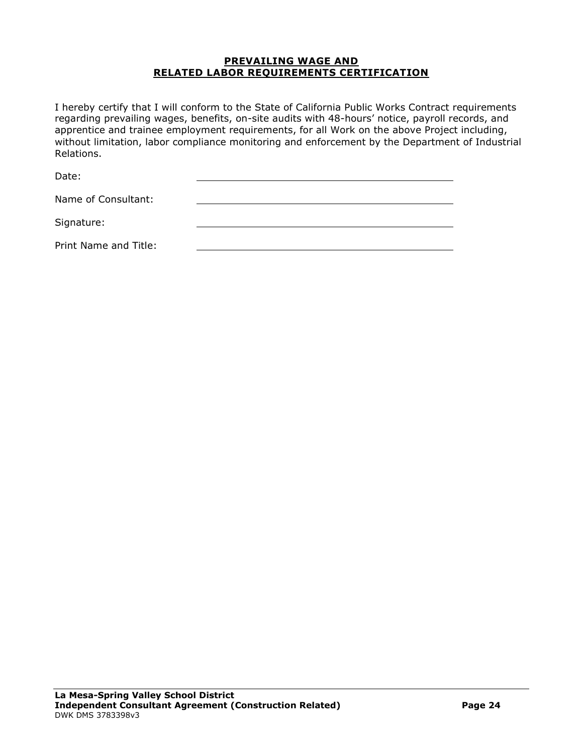## PREVAILING WAGE AND RELATED LABOR REQUIREMENTS CERTIFICATION

I hereby certify that I will conform to the State of California Public Works Contract requirements regarding prevailing wages, benefits, on-site audits with 48-hours' notice, payroll records, and apprentice and trainee employment requirements, for all Work on the above Project including, without limitation, labor compliance monitoring and enforcement by the Department of Industrial Relations.

Date: ______________________________

Name of Consultant: ______________________________

Signature: ______________________________

Print Name and Title: ______________________________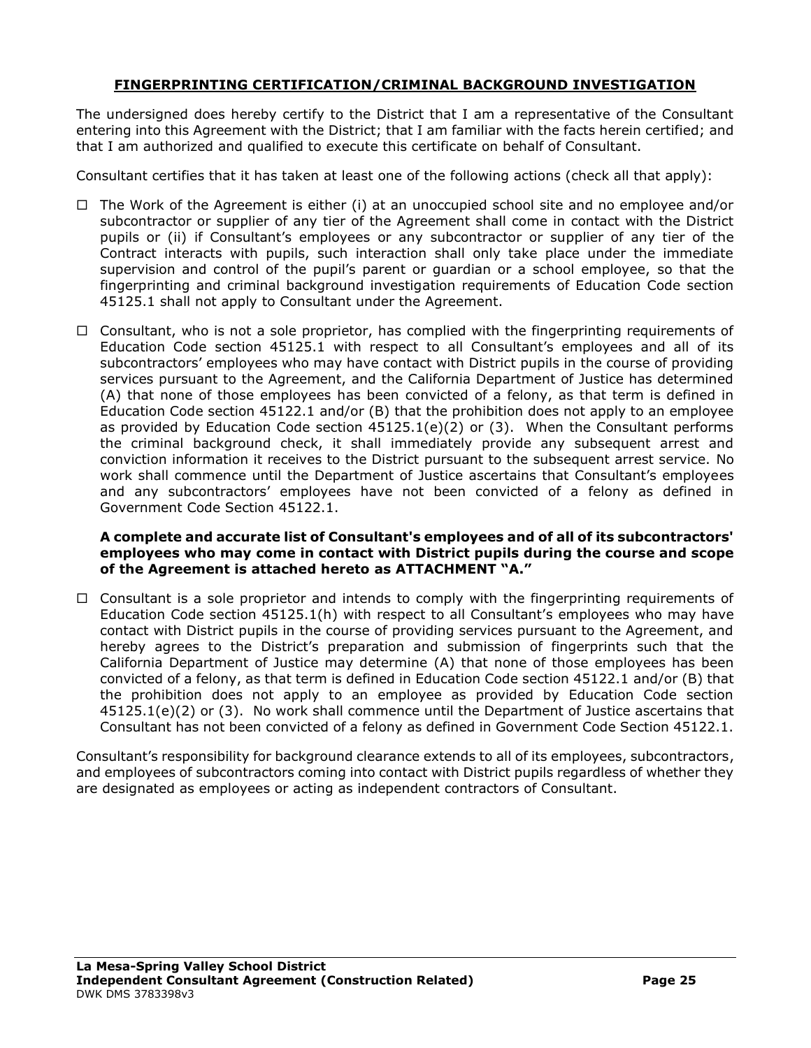## FINGERPRINTING CERTIFICATION/CRIMINAL BACKGROUND INVESTIGATION

The undersigned does hereby certify to the District that I am a representative of the Consultant entering into this Agreement with the District; that I am familiar with the facts herein certified; and that I am authorized and qualified to execute this certificate on behalf of Consultant.

Consultant certifies that it has taken at least one of the following actions (check all that apply):

☐ The Work of the Agreement is either (i) at an unoccupied school site and no employee and/or subcontractor or supplier of any tier of the Agreement shall come in contact with the District pupils or (ii) if Consultant's employees or any subcontractor or supplier of any tier of the Contract interacts with pupils, such interaction shall only take place under the immediate supervision and control of the pupil's parent or guardian or a school employee, so that the fingerprinting and criminal background investigation requirements of Education Code section 45125.1 shall not apply to Consultant under the Agreement.

☐ Consultant, who is not a sole proprietor, has complied with the fingerprinting requirements of Education Code section 45125.1 with respect to all Consultant's employees and all of its subcontractors' employees who may have contact with District pupils in the course of providing services pursuant to the Agreement, and the California Department of Justice has determined (A) that none of those employees has been convicted of a felony, as that term is defined in Education Code section 45122.1 and/or (B) that the prohibition does not apply to an employee as provided by Education Code section 45125.1(e)(2) or (3). When the Consultant performs the criminal background check, it shall immediately provide any subsequent arrest and conviction information it receives to the District pursuant to the subsequent arrest service. No work shall commence until the Department of Justice ascertains that Consultant's employees and any subcontractors' employees have not been convicted of a felony as defined in Government Code Section 45122.1.

**A complete and accurate list of Consultant's employees and of all of its subcontractors' employees who may come in contact with District pupils during the course and scope of the Agreement is attached hereto as ATTACHMENT "A."**

☐ Consultant is a sole proprietor and intends to comply with the fingerprinting requirements of Education Code section 45125.1(h) with respect to all Consultant's employees who may have contact with District pupils in the course of providing services pursuant to the Agreement, and hereby agrees to the District's preparation and submission of fingerprints such that the California Department of Justice may determine (A) that none of those employees has been convicted of a felony, as that term is defined in Education Code section 45122.1 and/or (B) that the prohibition does not apply to an employee as provided by Education Code section 45125.1(e)(2) or (3). No work shall commence until the Department of Justice ascertains that Consultant has not been convicted of a felony as defined in Government Code Section 45122.1.

Consultant's responsibility for background clearance extends to all of its employees, subcontractors, and employees of subcontractors coming into contact with District pupils regardless of whether they are designated as employees or acting as independent contractors of Consultant.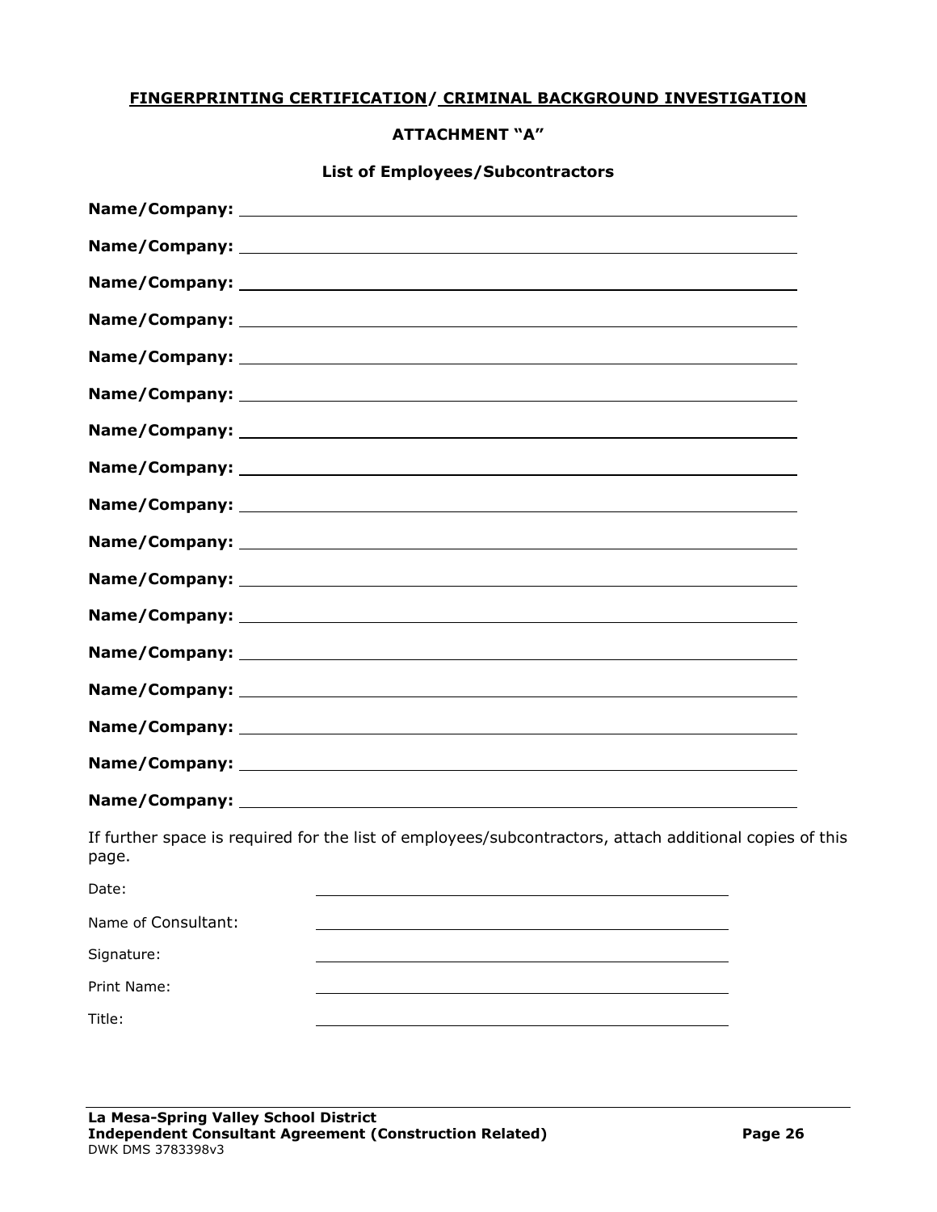**FINGERPRINTING CERTIFICATION/ CRIMINAL BACKGROUND INVESTIGATION**

**ATTACHMENT "A"**

**List of Employees/Subcontractors**

**Name/Company:** ____________________________________________

**Name/Company:** ____________________________________________

**Name/Company:** ____________________________________________

**Name/Company:** ____________________________________________

**Name/Company:** ____________________________________________

**Name/Company:** ____________________________________________

**Name/Company:** ____________________________________________

**Name/Company:** ____________________________________________

**Name/Company:** ____________________________________________

**Name/Company:** ____________________________________________

**Name/Company:** ____________________________________________

**Name/Company:** ____________________________________________

**Name/Company:** ____________________________________________

**Name/Company:** ____________________________________________

**Name/Company:** ____________________________________________

**Name/Company:** ____________________________________________

**Name/Company:** ____________________________________________

If further space is required for the list of employees/subcontractors, attach additional copies of this page.

Date: ____________________________________

Name of Consultant: ____________________________________

Signature: ____________________________________

Print Name: ____________________________________

Title: ____________________________________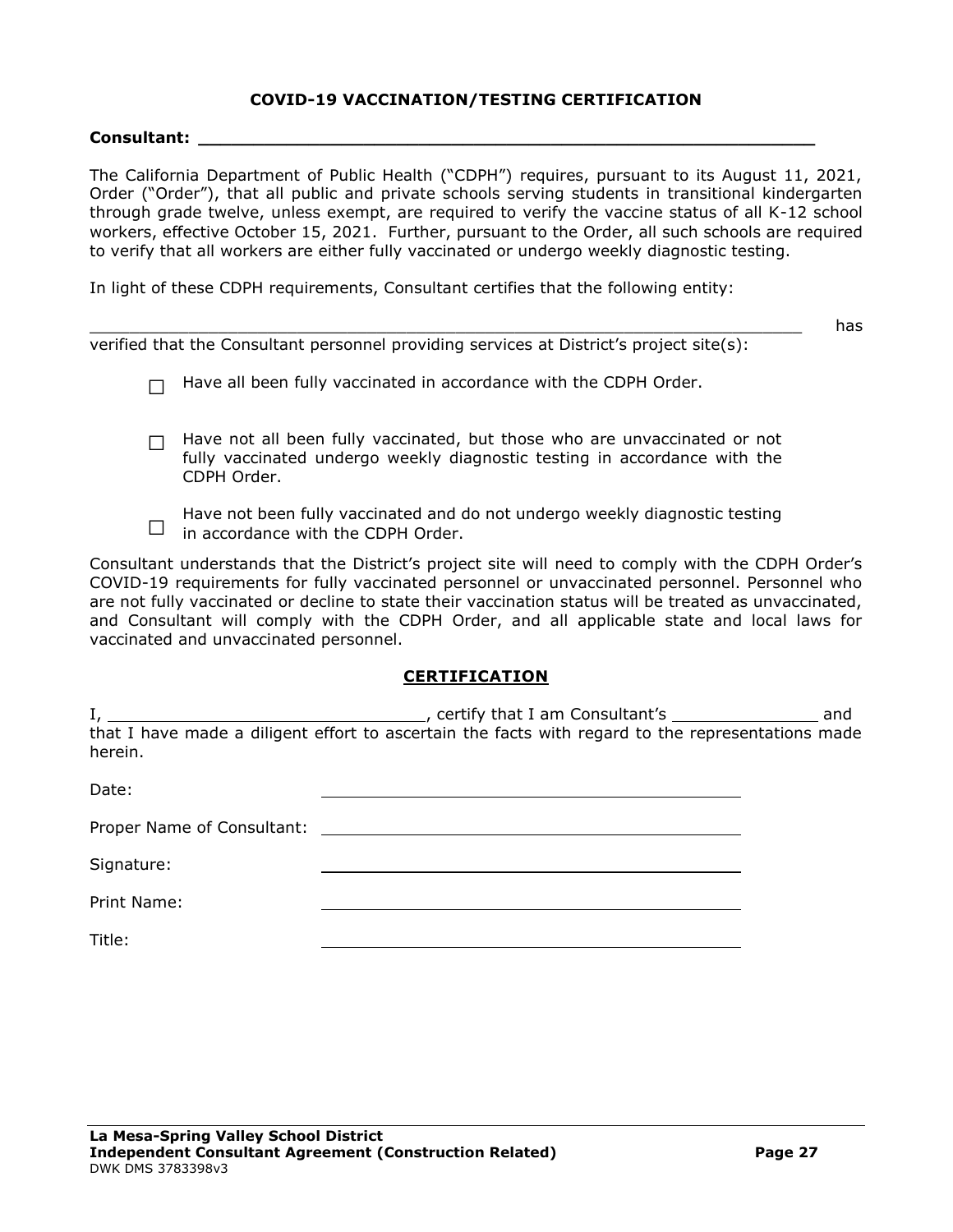## COVID-19 VACCINATION/TESTING CERTIFICATION

**Consultant: \_\_\_\_\_\_\_\_\_\_\_\_\_\_\_\_\_\_\_\_\_\_\_\_\_\_\_\_\_\_\_\_\_\_\_\_\_\_\_\_\_\_\_\_\_\_\_\_\_\_\_\_\_\_\_\_\_\_\_\_**

The California Department of Public Health ("CDPH") requires, pursuant to its August 11, 2021, Order ("Order"), that all public and private schools serving students in transitional kindergarten through grade twelve, unless exempt, are required to verify the vaccine status of all K-12 school workers, effective October 15, 2021. Further, pursuant to the Order, all such schools are required to verify that all workers are either fully vaccinated or undergo weekly diagnostic testing.

In light of these CDPH requirements, Consultant certifies that the following entity:

\_\_\_\_\_\_\_\_\_\_\_\_\_\_\_\_\_\_\_\_\_\_\_\_\_\_\_\_\_\_\_\_\_\_\_\_\_\_\_\_\_\_\_\_\_\_\_\_\_\_\_\_\_\_\_\_\_\_\_\_\_\_\_\_\_\_\_\_\_\_\_ has verified that the Consultant personnel providing services at District's project site(s):

- ☐ Have all been fully vaccinated in accordance with the CDPH Order.
- ☐ Have not all been fully vaccinated, but those who are unvaccinated or not fully vaccinated undergo weekly diagnostic testing in accordance with the CDPH Order.
- ☐ Have not been fully vaccinated and do not undergo weekly diagnostic testing in accordance with the CDPH Order.

Consultant understands that the District's project site will need to comply with the CDPH Order's COVID-19 requirements for fully vaccinated personnel or unvaccinated personnel. Personnel who are not fully vaccinated or decline to state their vaccination status will be treated as unvaccinated, and Consultant will comply with the CDPH Order, and all applicable state and local laws for vaccinated and unvaccinated personnel.

## CERTIFICATION

I, \_\_\_\_\_\_\_\_\_\_\_\_\_\_\_\_\_\_\_\_\_\_\_\_\_\_\_\_\_\_\_\_, certify that I am Consultant's \_\_\_\_\_\_\_\_\_\_\_\_\_\_\_ and that I have made a diligent effort to ascertain the facts with regard to the representations made herein.

Date: \_\_\_\_\_\_\_\_\_\_\_\_\_\_\_\_\_\_\_\_\_\_\_\_\_\_\_\_\_\_\_\_\_\_\_\_\_\_\_\_\_\_\_\_

Proper Name of Consultant: \_\_\_\_\_\_\_\_\_\_\_\_\_\_\_\_\_\_\_\_\_\_\_\_\_\_\_\_\_\_\_\_\_\_\_\_\_\_\_\_\_\_\_\_

Signature: \_\_\_\_\_\_\_\_\_\_\_\_\_\_\_\_\_\_\_\_\_\_\_\_\_\_\_\_\_\_\_\_\_\_\_\_\_\_\_\_\_\_\_\_

Print Name: \_\_\_\_\_\_\_\_\_\_\_\_\_\_\_\_\_\_\_\_\_\_\_\_\_\_\_\_\_\_\_\_\_\_\_\_\_\_\_\_\_\_\_\_

Title: \_\_\_\_\_\_\_\_\_\_\_\_\_\_\_\_\_\_\_\_\_\_\_\_\_\_\_\_\_\_\_\_\_\_\_\_\_\_\_\_\_\_\_\_